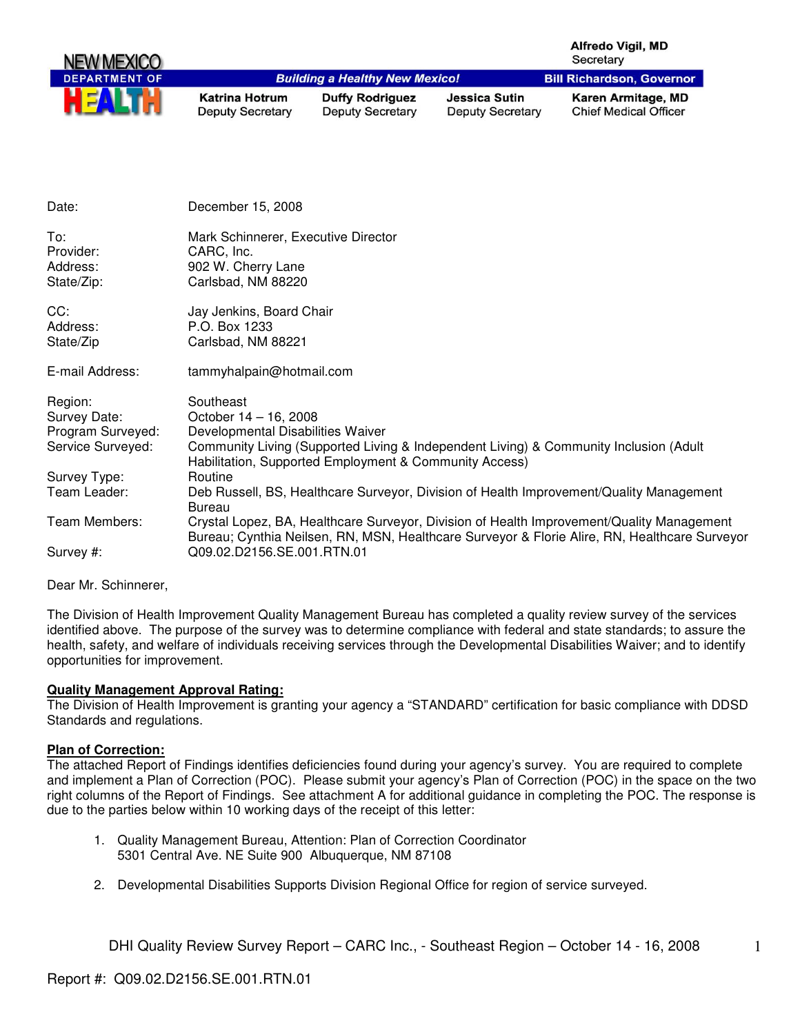NEW MEXICO DEPARTMENT OF HEALTH

*Building a Healthy New Mexico!*

**Alfredo Vigil, MD**
Secretary

**Bill Richardson, Governor**

| **Katrina Hotrum** | **Duffy Rodriguez** | **Jessica Sutin** | **Karen Armitage, MD** |
|---|---|---|---|
| Deputy Secretary | Deputy Secretary | Deputy Secretary | Chief Medical Officer |

| | |
|---|---|
| Date: | December 15, 2008 |
| To: | Mark Schinnerer, Executive Director |
| Provider: | CARC, Inc. |
| Address: | 902 W. Cherry Lane |
| State/Zip: | Carlsbad, NM 88220 |
| CC: | Jay Jenkins, Board Chair |
| Address: | P.O. Box 1233 |
| State/Zip | Carlsbad, NM 88221 |
| E-mail Address: | tammyhalpain@hotmail.com |
| Region: | Southeast |
| Survey Date: | October 14 – 16, 2008 |
| Program Surveyed: | Developmental Disabilities Waiver |
| Service Surveyed: | Community Living (Supported Living & Independent Living) & Community Inclusion (Adult Habilitation, Supported Employment & Community Access) |
| Survey Type: | Routine |
| Team Leader: | Deb Russell, BS, Healthcare Surveyor, Division of Health Improvement/Quality Management Bureau |
| Team Members: | Crystal Lopez, BA, Healthcare Surveyor, Division of Health Improvement/Quality Management Bureau; Cynthia Neilsen, RN, MSN, Healthcare Surveyor & Florie Alire, RN, Healthcare Surveyor |
| Survey #: | Q09.02.D2156.SE.001.RTN.01 |

Dear Mr. Schinnerer,

The Division of Health Improvement Quality Management Bureau has completed a quality review survey of the services identified above. The purpose of the survey was to determine compliance with federal and state standards; to assure the health, safety, and welfare of individuals receiving services through the Developmental Disabilities Waiver; and to identify opportunities for improvement.

**Quality Management Approval Rating:**

The Division of Health Improvement is granting your agency a "STANDARD" certification for basic compliance with DDSD Standards and regulations.

**Plan of Correction:**

The attached Report of Findings identifies deficiencies found during your agency's survey. You are required to complete and implement a Plan of Correction (POC). Please submit your agency's Plan of Correction (POC) in the space on the two right columns of the Report of Findings. See attachment A for additional guidance in completing the POC. The response is due to the parties below within 10 working days of the receipt of this letter:

1. Quality Management Bureau, Attention: Plan of Correction Coordinator
   5301 Central Ave. NE Suite 900 Albuquerque, NM 87108

2. Developmental Disabilities Supports Division Regional Office for region of service surveyed.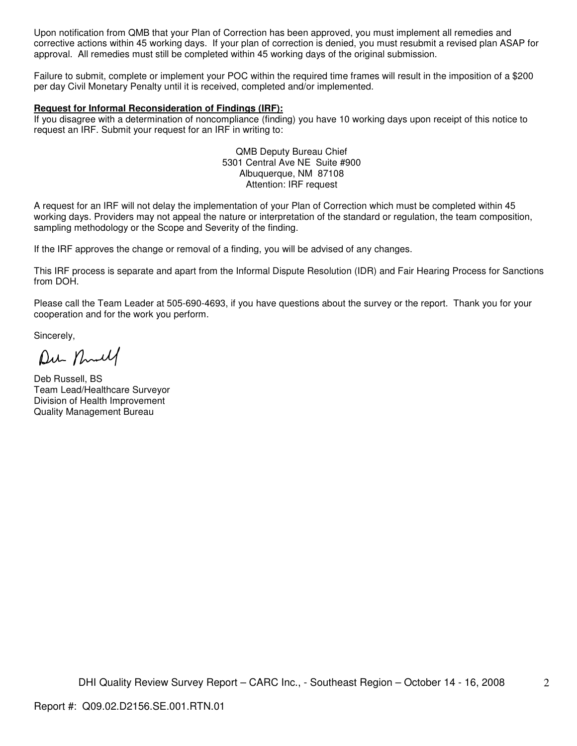Upon notification from QMB that your Plan of Correction has been approved, you must implement all remedies and corrective actions within 45 working days. If your plan of correction is denied, you must resubmit a revised plan ASAP for approval. All remedies must still be completed within 45 working days of the original submission.

Failure to submit, complete or implement your POC within the required time frames will result in the imposition of a $200 per day Civil Monetary Penalty until it is received, completed and/or implemented.

**Request for Informal Reconsideration of Findings (IRF):**
If you disagree with a determination of noncompliance (finding) you have 10 working days upon receipt of this notice to request an IRF. Submit your request for an IRF in writing to:

QMB Deputy Bureau Chief
5301 Central Ave NE Suite #900
Albuquerque, NM 87108
Attention: IRF request

A request for an IRF will not delay the implementation of your Plan of Correction which must be completed within 45 working days. Providers may not appeal the nature or interpretation of the standard or regulation, the team composition, sampling methodology or the Scope and Severity of the finding.

If the IRF approves the change or removal of a finding, you will be advised of any changes.

This IRF process is separate and apart from the Informal Dispute Resolution (IDR) and Fair Hearing Process for Sanctions from DOH.

Please call the Team Leader at 505-690-4693, if you have questions about the survey or the report. Thank you for your cooperation and for the work you perform.

Sincerely,

Deb Russell, BS
Team Lead/Healthcare Surveyor
Division of Health Improvement
Quality Management Bureau

Report #: Q09.02.D2156.SE.001.RTN.01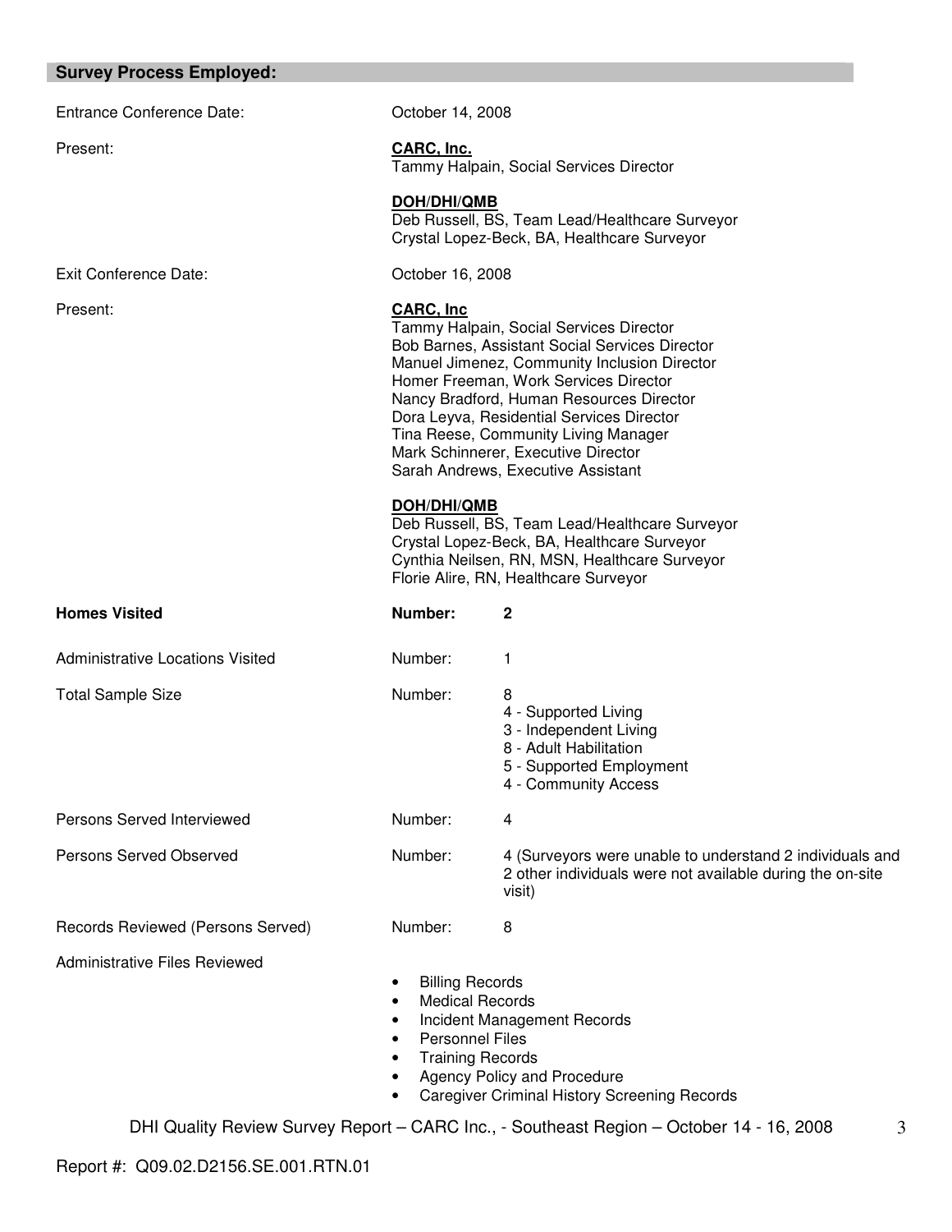## Survey Process Employed:

| | |
|---|---|
| Entrance Conference Date: | October 14, 2008 |
| Present: | **CARC, Inc.**<br>Tammy Halpain, Social Services Director<br><br>**DOH/DHI/QMB**<br>Deb Russell, BS, Team Lead/Healthcare Surveyor<br>Crystal Lopez-Beck, BA, Healthcare Surveyor |
| Exit Conference Date: | October 16, 2008 |
| Present: | **CARC, Inc**<br>Tammy Halpain, Social Services Director<br>Bob Barnes, Assistant Social Services Director<br>Manuel Jimenez, Community Inclusion Director<br>Homer Freeman, Work Services Director<br>Nancy Bradford, Human Resources Director<br>Dora Leyva, Residential Services Director<br>Tina Reese, Community Living Manager<br>Mark Schinnerer, Executive Director<br>Sarah Andrews, Executive Assistant<br><br>**DOH/DHI/QMB**<br>Deb Russell, BS, Team Lead/Healthcare Surveyor<br>Crystal Lopez-Beck, BA, Healthcare Surveyor<br>Cynthia Neilsen, RN, MSN, Healthcare Surveyor<br>Florie Alire, RN, Healthcare Surveyor |

| | | |
|---|---|---|
| **Homes Visited** | **Number:** | **2** |
| Administrative Locations Visited | Number: | 1 |
| Total Sample Size | Number: | 8<br>4 - Supported Living<br>3 - Independent Living<br>8 - Adult Habilitation<br>5 - Supported Employment<br>4 - Community Access |
| Persons Served Interviewed | Number: | 4 |
| Persons Served Observed | Number: | 4 (Surveyors were unable to understand 2 individuals and 2 other individuals were not available during the on-site visit) |
| Records Reviewed (Persons Served) | Number: | 8 |

Administrative Files Reviewed

- Billing Records
- Medical Records
- Incident Management Records
- Personnel Files
- Training Records
- Agency Policy and Procedure
- Caregiver Criminal History Screening Records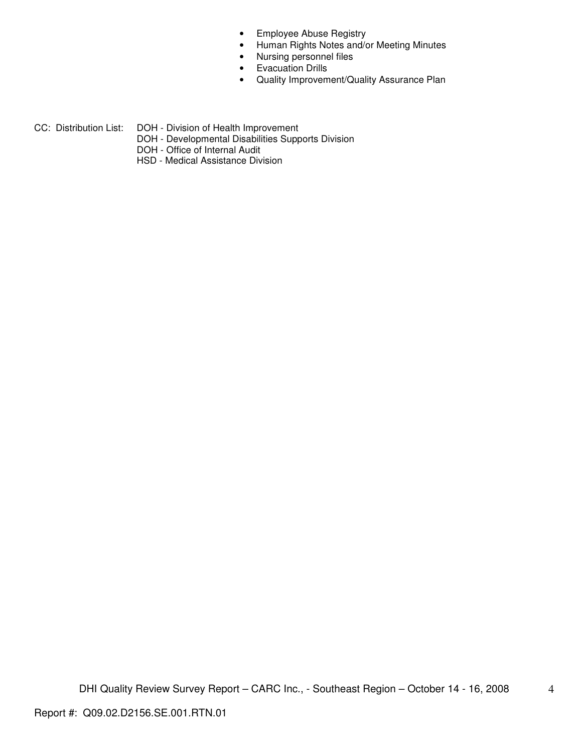- Employee Abuse Registry
- Human Rights Notes and/or Meeting Minutes
- Nursing personnel files
- Evacuation Drills
- Quality Improvement/Quality Assurance Plan

CC: Distribution List: DOH - Division of Health Improvement
DOH - Developmental Disabilities Supports Division
DOH - Office of Internal Audit
HSD - Medical Assistance Division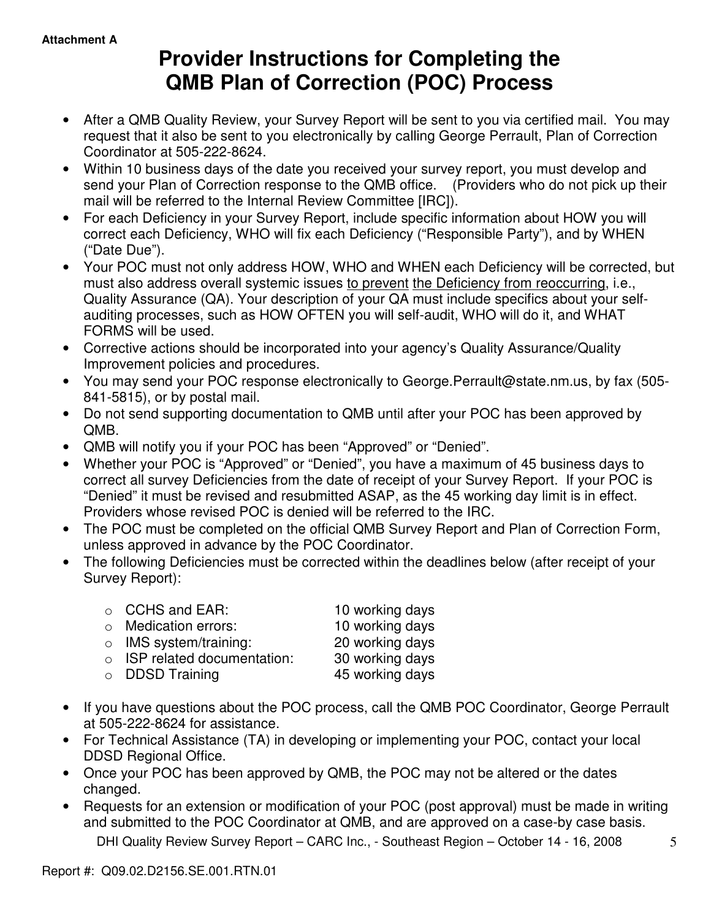Attachment A

# Provider Instructions for Completing the QMB Plan of Correction (POC) Process

- After a QMB Quality Review, your Survey Report will be sent to you via certified mail. You may request that it also be sent to you electronically by calling George Perrault, Plan of Correction Coordinator at 505-222-8624.
- Within 10 business days of the date you received your survey report, you must develop and send your Plan of Correction response to the QMB office. (Providers who do not pick up their mail will be referred to the Internal Review Committee [IRC]).
- For each Deficiency in your Survey Report, include specific information about HOW you will correct each Deficiency, WHO will fix each Deficiency ("Responsible Party"), and by WHEN ("Date Due").
- Your POC must not only address HOW, WHO and WHEN each Deficiency will be corrected, but must also address overall systemic issues <u>to prevent</u> <u>the Deficiency from reoccurring</u>, i.e., Quality Assurance (QA). Your description of your QA must include specifics about your self-auditing processes, such as HOW OFTEN you will self-audit, WHO will do it, and WHAT FORMS will be used.
- Corrective actions should be incorporated into your agency's Quality Assurance/Quality Improvement policies and procedures.
- You may send your POC response electronically to George.Perrault@state.nm.us, by fax (505-841-5815), or by postal mail.
- Do not send supporting documentation to QMB until after your POC has been approved by QMB.
- QMB will notify you if your POC has been "Approved" or "Denied".
- Whether your POC is "Approved" or "Denied", you have a maximum of 45 business days to correct all survey Deficiencies from the date of receipt of your Survey Report. If your POC is "Denied" it must be revised and resubmitted ASAP, as the 45 working day limit is in effect. Providers whose revised POC is denied will be referred to the IRC.
- The POC must be completed on the official QMB Survey Report and Plan of Correction Form, unless approved in advance by the POC Coordinator.
- The following Deficiencies must be corrected within the deadlines below (after receipt of your Survey Report):
  - CCHS and EAR: 10 working days
  - Medication errors: 10 working days
  - IMS system/training: 20 working days
  - ISP related documentation: 30 working days
  - DDSD Training 45 working days
- If you have questions about the POC process, call the QMB POC Coordinator, George Perrault at 505-222-8624 for assistance.
- For Technical Assistance (TA) in developing or implementing your POC, contact your local DDSD Regional Office.
- Once your POC has been approved by QMB, the POC may not be altered or the dates changed.
- Requests for an extension or modification of your POC (post approval) must be made in writing and submitted to the POC Coordinator at QMB, and are approved on a case-by case basis.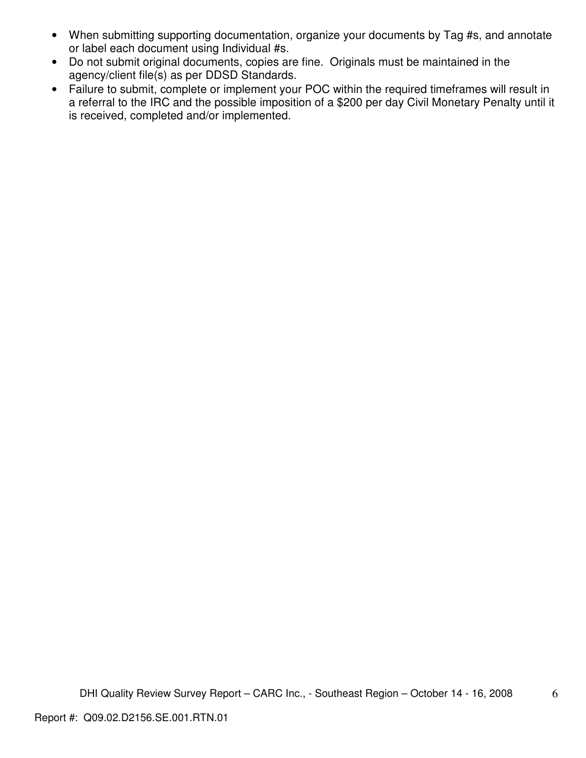- When submitting supporting documentation, organize your documents by Tag #s, and annotate or label each document using Individual #s.
- Do not submit original documents, copies are fine. Originals must be maintained in the agency/client file(s) as per DDSD Standards.
- Failure to submit, complete or implement your POC within the required timeframes will result in a referral to the IRC and the possible imposition of a $200 per day Civil Monetary Penalty until it is received, completed and/or implemented.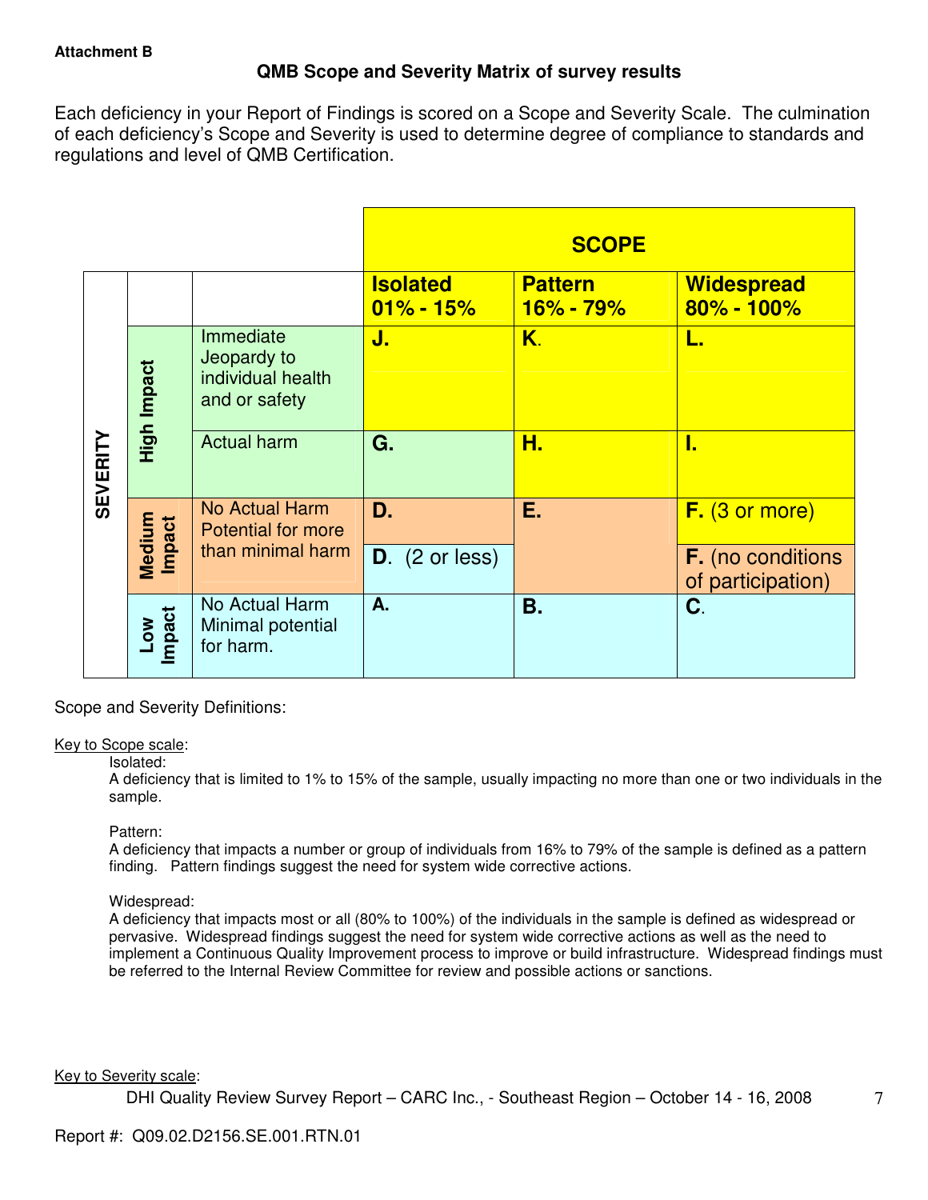**Attachment B**

## QMB Scope and Severity Matrix of survey results

Each deficiency in your Report of Findings is scored on a Scope and Severity Scale. The culmination of each deficiency's Scope and Severity is used to determine degree of compliance to standards and regulations and level of QMB Certification.

| | | | **SCOPE** | | |
|---|---|---|---|---|---|
| | | | **Isolated 01% - 15%** | **Pattern 16% - 79%** | **Widespread 80% - 100%** |
| **SEVERITY** | **High Impact** | Immediate Jeopardy to individual health and or safety | **J.** | **K.** | **L.** |
| | **High Impact** | Actual harm | **G.** | **H.** | **I.** |
| | **Medium Impact** | No Actual Harm Potential for more than minimal harm | **D.** | **E.** | **F.** (3 or more) |
| | **Medium Impact** | | **D.** (2 or less) | | **F.** (no conditions of participation) |
| | **Low Impact** | No Actual Harm Minimal potential for harm. | **A.** | **B.** | **C.** |

Scope and Severity Definitions:

Key to Scope scale:

Isolated:
A deficiency that is limited to 1% to 15% of the sample, usually impacting no more than one or two individuals in the sample.

Pattern:
A deficiency that impacts a number or group of individuals from 16% to 79% of the sample is defined as a pattern finding. Pattern findings suggest the need for system wide corrective actions.

Widespread:
A deficiency that impacts most or all (80% to 100%) of the individuals in the sample is defined as widespread or pervasive. Widespread findings suggest the need for system wide corrective actions as well as the need to implement a Continuous Quality Improvement process to improve or build infrastructure. Widespread findings must be referred to the Internal Review Committee for review and possible actions or sanctions.

Key to Severity scale: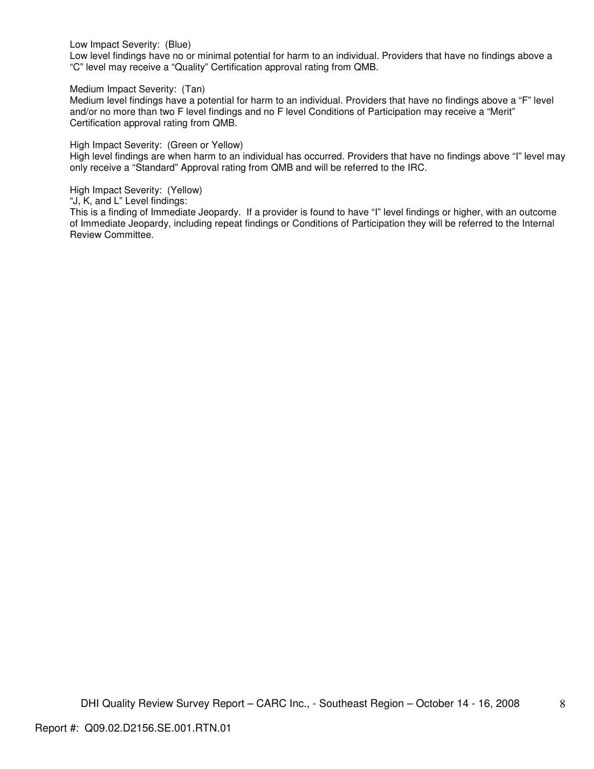Low Impact Severity: (Blue)
Low level findings have no or minimal potential for harm to an individual. Providers that have no findings above a "C" level may receive a "Quality" Certification approval rating from QMB.

Medium Impact Severity: (Tan)
Medium level findings have a potential for harm to an individual. Providers that have no findings above a "F" level and/or no more than two F level findings and no F level Conditions of Participation may receive a "Merit" Certification approval rating from QMB.

High Impact Severity: (Green or Yellow)
High level findings are when harm to an individual has occurred. Providers that have no findings above "I" level may only receive a "Standard" Approval rating from QMB and will be referred to the IRC.

High Impact Severity: (Yellow)
"J, K, and L" Level findings:
This is a finding of Immediate Jeopardy. If a provider is found to have "I" level findings or higher, with an outcome of Immediate Jeopardy, including repeat findings or Conditions of Participation they will be referred to the Internal Review Committee.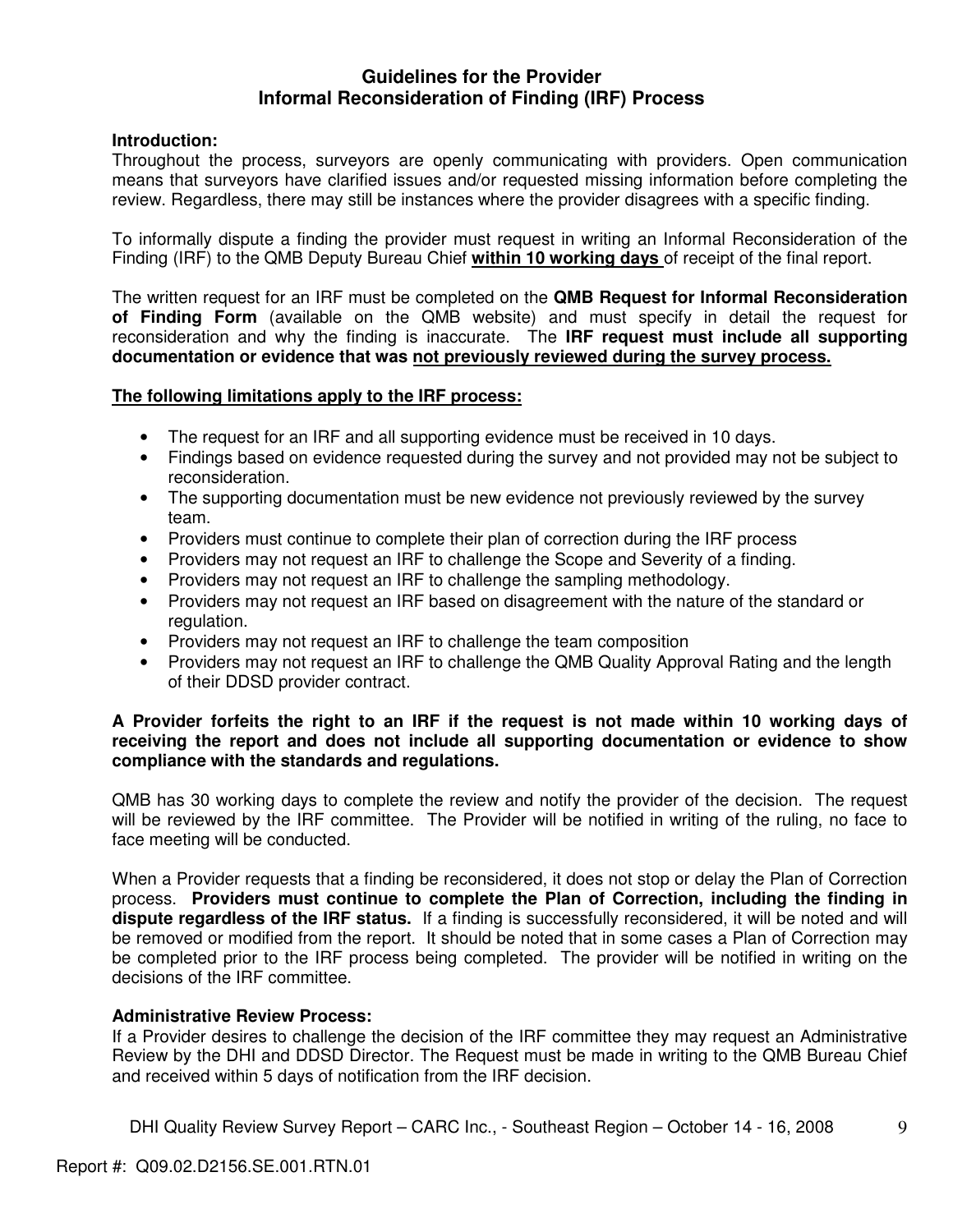## Guidelines for the Provider
## Informal Reconsideration of Finding (IRF) Process

**Introduction:**
Throughout the process, surveyors are openly communicating with providers. Open communication means that surveyors have clarified issues and/or requested missing information before completing the review. Regardless, there may still be instances where the provider disagrees with a specific finding.

To informally dispute a finding the provider must request in writing an Informal Reconsideration of the Finding (IRF) to the QMB Deputy Bureau Chief **within 10 working days** of receipt of the final report.

The written request for an IRF must be completed on the **QMB Request for Informal Reconsideration of Finding Form** (available on the QMB website) and must specify in detail the request for reconsideration and why the finding is inaccurate. The **IRF request must include all supporting documentation or evidence that was not previously reviewed during the survey process.**

**The following limitations apply to the IRF process:**

- The request for an IRF and all supporting evidence must be received in 10 days.
- Findings based on evidence requested during the survey and not provided may not be subject to reconsideration.
- The supporting documentation must be new evidence not previously reviewed by the survey team.
- Providers must continue to complete their plan of correction during the IRF process
- Providers may not request an IRF to challenge the Scope and Severity of a finding.
- Providers may not request an IRF to challenge the sampling methodology.
- Providers may not request an IRF based on disagreement with the nature of the standard or regulation.
- Providers may not request an IRF to challenge the team composition
- Providers may not request an IRF to challenge the QMB Quality Approval Rating and the length of their DDSD provider contract.

**A Provider forfeits the right to an IRF if the request is not made within 10 working days of receiving the report and does not include all supporting documentation or evidence to show compliance with the standards and regulations.**

QMB has 30 working days to complete the review and notify the provider of the decision. The request will be reviewed by the IRF committee. The Provider will be notified in writing of the ruling, no face to face meeting will be conducted.

When a Provider requests that a finding be reconsidered, it does not stop or delay the Plan of Correction process. **Providers must continue to complete the Plan of Correction, including the finding in dispute regardless of the IRF status.** If a finding is successfully reconsidered, it will be noted and will be removed or modified from the report. It should be noted that in some cases a Plan of Correction may be completed prior to the IRF process being completed. The provider will be notified in writing on the decisions of the IRF committee.

**Administrative Review Process:**
If a Provider desires to challenge the decision of the IRF committee they may request an Administrative Review by the DHI and DDSD Director. The Request must be made in writing to the QMB Bureau Chief and received within 5 days of notification from the IRF decision.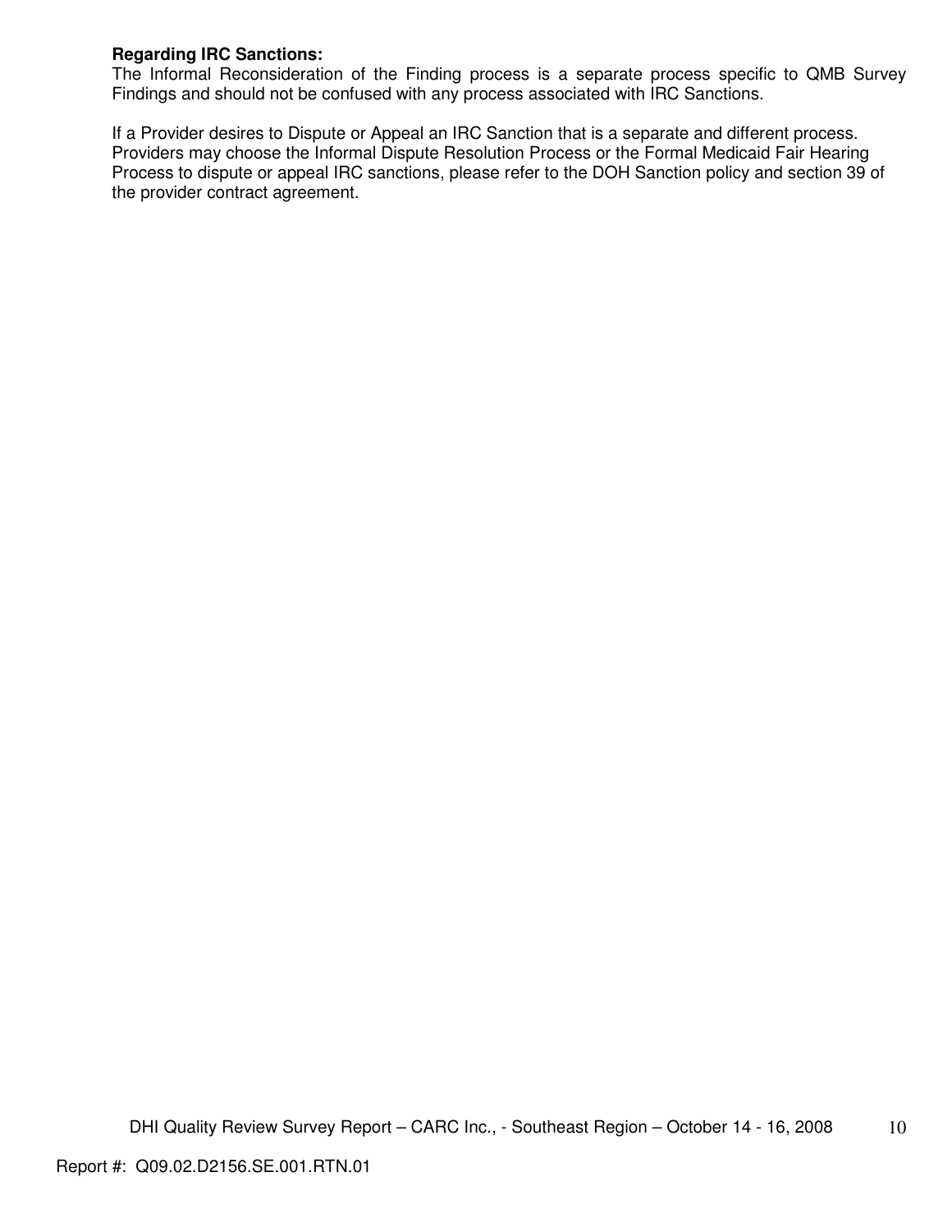**Regarding IRC Sanctions:**
The Informal Reconsideration of the Finding process is a separate process specific to QMB Survey Findings and should not be confused with any process associated with IRC Sanctions.

If a Provider desires to Dispute or Appeal an IRC Sanction that is a separate and different process. Providers may choose the Informal Dispute Resolution Process or the Formal Medicaid Fair Hearing Process to dispute or appeal IRC sanctions, please refer to the DOH Sanction policy and section 39 of the provider contract agreement.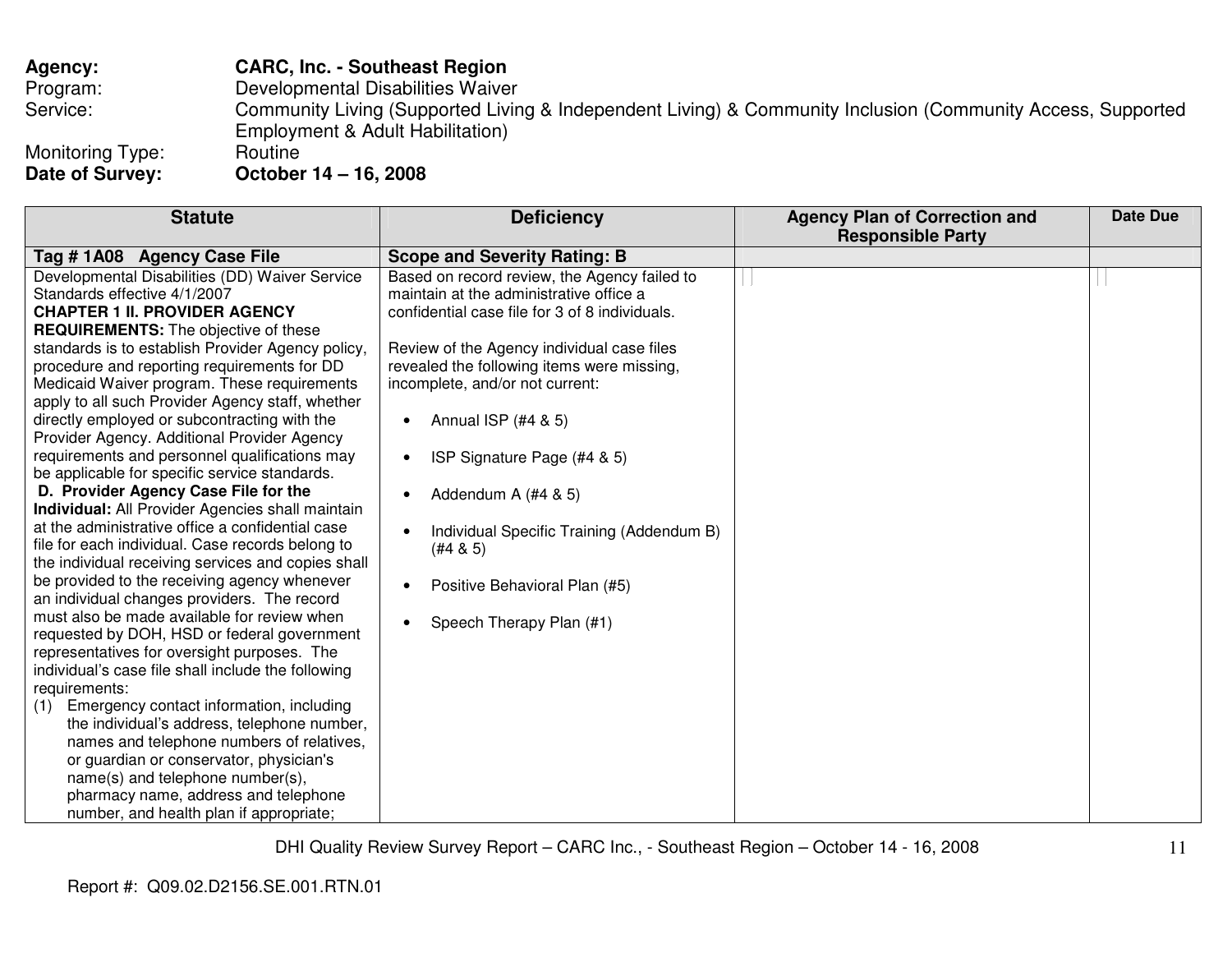**Agency:** **CARC, Inc. - Southeast Region**
Program: Developmental Disabilities Waiver
Service: Community Living (Supported Living & Independent Living) & Community Inclusion (Community Access, Supported Employment & Adult Habilitation)
Monitoring Type: Routine
**Date of Survey:** **October 14 – 16, 2008**

| Statute | Deficiency | Agency Plan of Correction and Responsible Party | Date Due |
|---|---|---|---|
| **Tag # 1A08 Agency Case File** | **Scope and Severity Rating: B** | | |
| Developmental Disabilities (DD) Waiver Service Standards effective 4/1/2007<br>**CHAPTER 1 II. PROVIDER AGENCY REQUIREMENTS:** The objective of these standards is to establish Provider Agency policy, procedure and reporting requirements for DD Medicaid Waiver program. These requirements apply to all such Provider Agency staff, whether directly employed or subcontracting with the Provider Agency. Additional Provider Agency requirements and personnel qualifications may be applicable for specific service standards.<br>**D. Provider Agency Case File for the Individual:** All Provider Agencies shall maintain at the administrative office a confidential case file for each individual. Case records belong to the individual receiving services and copies shall be provided to the receiving agency whenever an individual changes providers. The record must also be made available for review when requested by DOH, HSD or federal government representatives for oversight purposes. The individual's case file shall include the following requirements:<br>(1) Emergency contact information, including the individual's address, telephone number, names and telephone numbers of relatives, or guardian or conservator, physician's name(s) and telephone number(s), pharmacy name, address and telephone number, and health plan if appropriate; | Based on record review, the Agency failed to maintain at the administrative office a confidential case file for 3 of 8 individuals.<br><br>Review of the Agency individual case files revealed the following items were missing, incomplete, and/or not current:<br><br>• Annual ISP (#4 & 5)<br>• ISP Signature Page (#4 & 5)<br>• Addendum A (#4 & 5)<br>• Individual Specific Training (Addendum B) (#4 & 5)<br>• Positive Behavioral Plan (#5)<br>• Speech Therapy Plan (#1) | | |

Report #: Q09.02.D2156.SE.001.RTN.01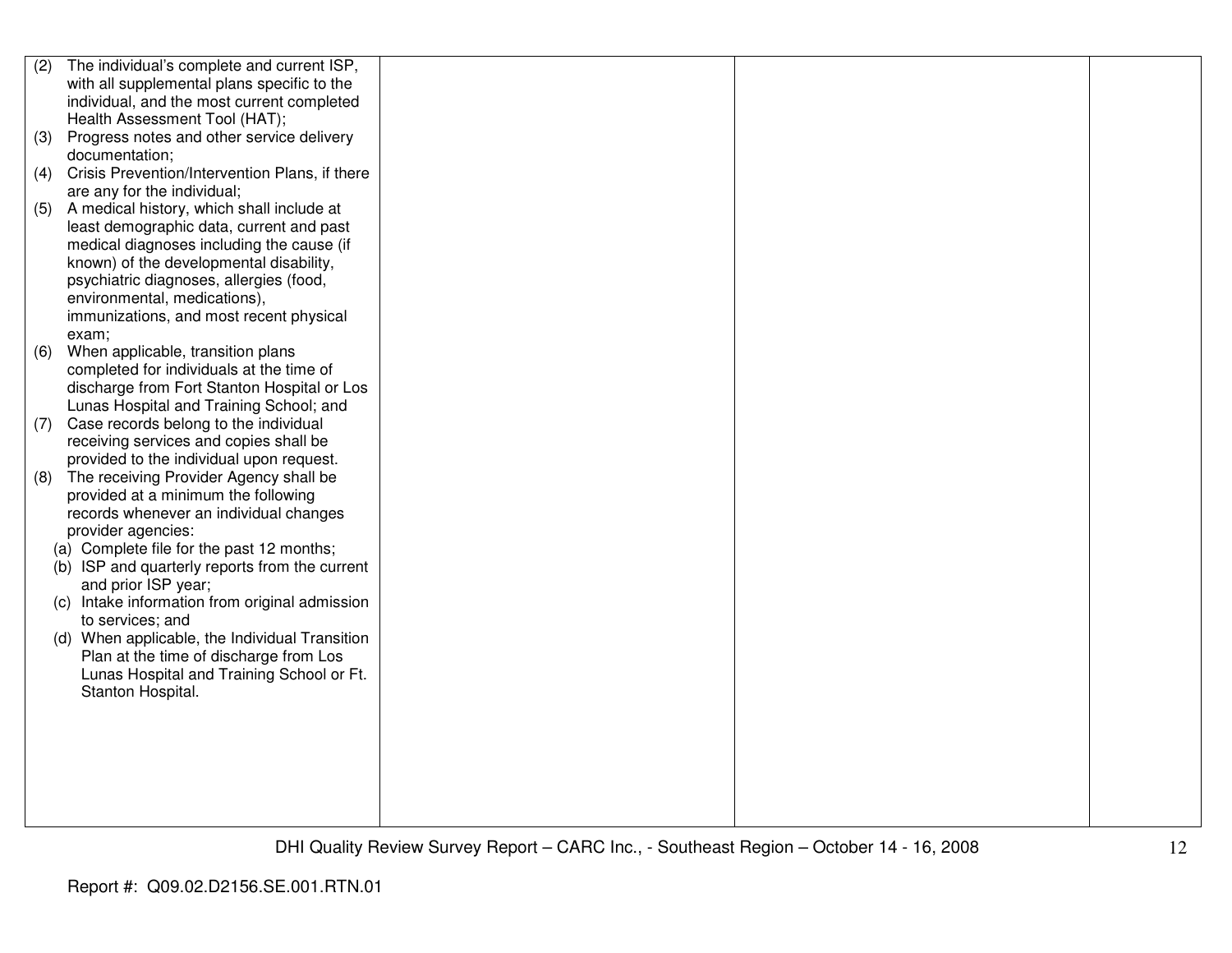| | | | |
|---|---|---|---|
| (2) The individual's complete and current ISP, with all supplemental plans specific to the individual, and the most current completed Health Assessment Tool (HAT);<br>(3) Progress notes and other service delivery documentation;<br>(4) Crisis Prevention/Intervention Plans, if there are any for the individual;<br>(5) A medical history, which shall include at least demographic data, current and past medical diagnoses including the cause (if known) of the developmental disability, psychiatric diagnoses, allergies (food, environmental, medications), immunizations, and most recent physical exam;<br>(6) When applicable, transition plans completed for individuals at the time of discharge from Fort Stanton Hospital or Los Lunas Hospital and Training School; and<br>(7) Case records belong to the individual receiving services and copies shall be provided to the individual upon request.<br>(8) The receiving Provider Agency shall be provided at a minimum the following records whenever an individual changes provider agencies:<br>(a) Complete file for the past 12 months;<br>(b) ISP and quarterly reports from the current and prior ISP year;<br>(c) Intake information from original admission to services; and<br>(d) When applicable, the Individual Transition Plan at the time of discharge from Los Lunas Hospital and Training School or Ft. Stanton Hospital. | | | |

Report #: Q09.02.D2156.SE.001.RTN.01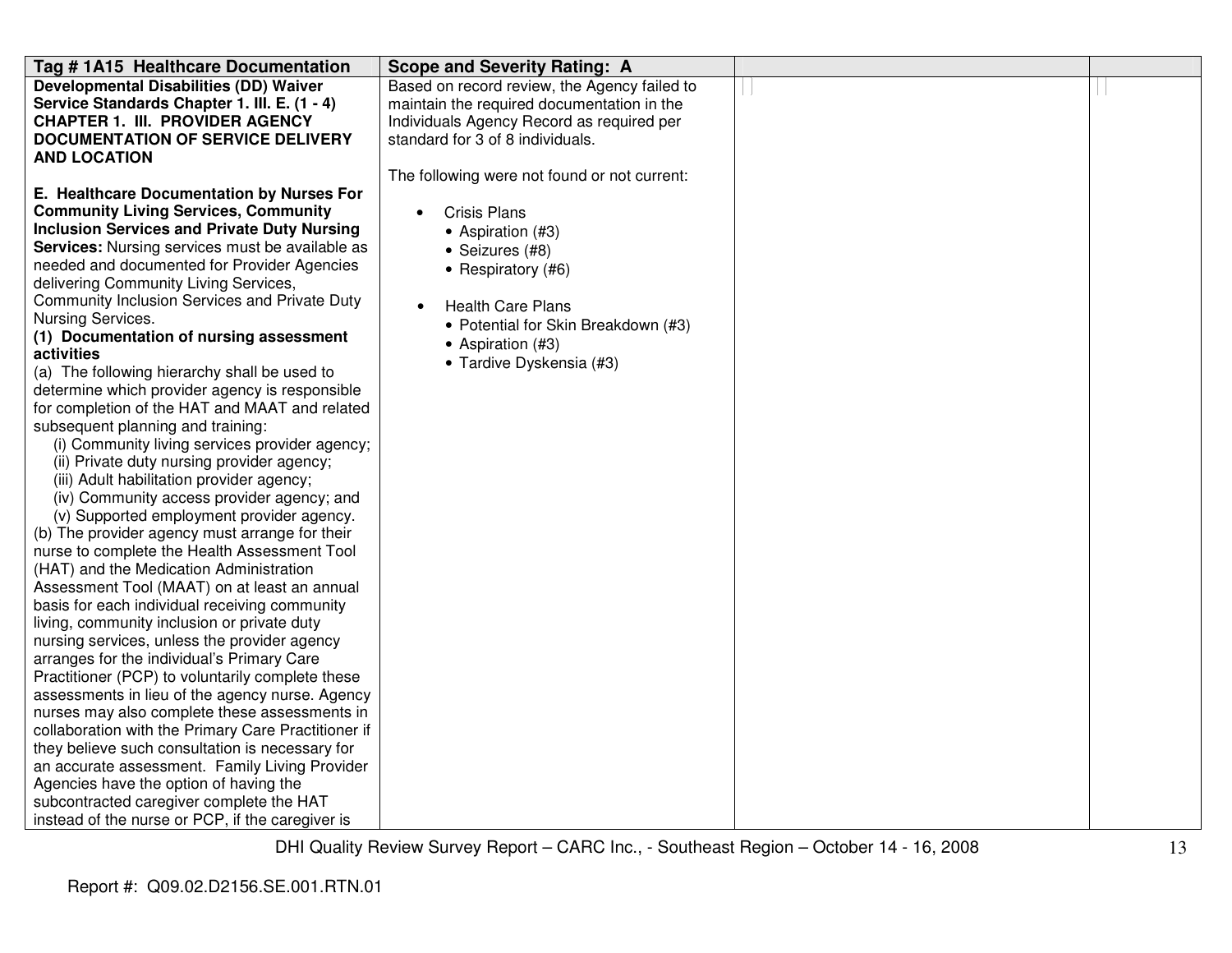| Tag # 1A15 Healthcare Documentation | Scope and Severity Rating: A | | |
|---|---|---|---|
| **Developmental Disabilities (DD) Waiver Service Standards Chapter 1. III. E. (1 - 4) CHAPTER 1. III. PROVIDER AGENCY DOCUMENTATION OF SERVICE DELIVERY AND LOCATION**<br><br>**E. Healthcare Documentation by Nurses For Community Living Services, Community Inclusion Services and Private Duty Nursing Services:** Nursing services must be available as needed and documented for Provider Agencies delivering Community Living Services, Community Inclusion Services and Private Duty Nursing Services.<br>**(1) Documentation of nursing assessment activities**<br>(a) The following hierarchy shall be used to determine which provider agency is responsible for completion of the HAT and MAAT and related subsequent planning and training:<br>(i) Community living services provider agency;<br>(ii) Private duty nursing provider agency;<br>(iii) Adult habilitation provider agency;<br>(iv) Community access provider agency; and<br>(v) Supported employment provider agency.<br>(b) The provider agency must arrange for their nurse to complete the Health Assessment Tool (HAT) and the Medication Administration Assessment Tool (MAAT) on at least an annual basis for each individual receiving community living, community inclusion or private duty nursing services, unless the provider agency arranges for the individual's Primary Care Practitioner (PCP) to voluntarily complete these assessments in lieu of the agency nurse. Agency nurses may also complete these assessments in collaboration with the Primary Care Practitioner if they believe such consultation is necessary for an accurate assessment. Family Living Provider Agencies have the option of having the subcontracted caregiver complete the HAT instead of the nurse or PCP, if the caregiver is | Based on record review, the Agency failed to maintain the required documentation in the Individuals Agency Record as required per standard for 3 of 8 individuals.<br><br>The following were not found or not current:<br><br>• Crisis Plans<br>&nbsp;&nbsp;• Aspiration (#3)<br>&nbsp;&nbsp;• Seizures (#8)<br>&nbsp;&nbsp;• Respiratory (#6)<br><br>• Health Care Plans<br>&nbsp;&nbsp;• Potential for Skin Breakdown (#3)<br>&nbsp;&nbsp;• Aspiration (#3)<br>&nbsp;&nbsp;• Tardive Dyskensia (#3) | | |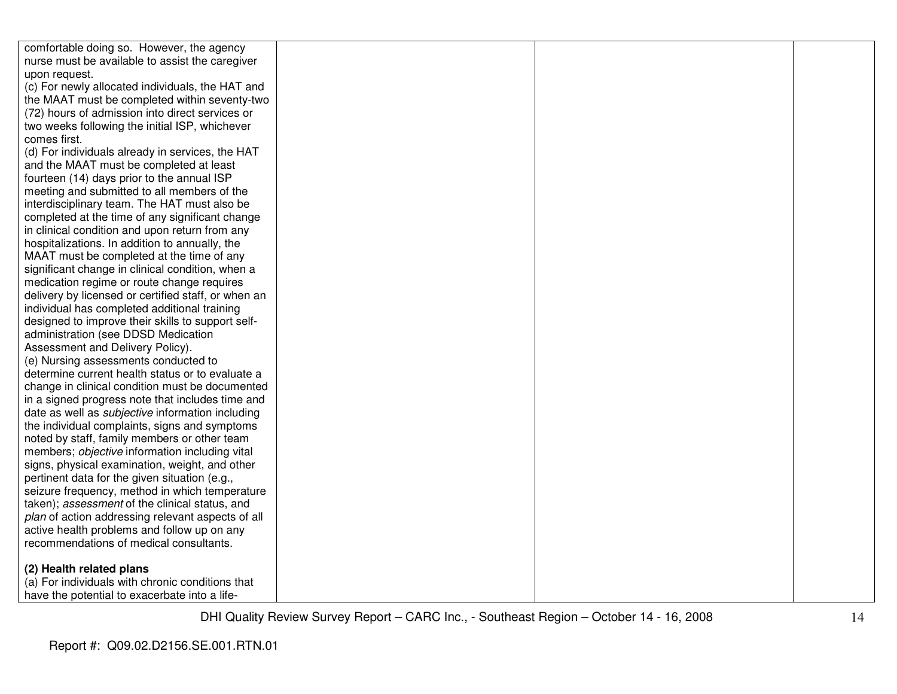| | | | |
|---|---|---|---|
| comfortable doing so. However, the agency nurse must be available to assist the caregiver upon request.<br>(c) For newly allocated individuals, the HAT and the MAAT must be completed within seventy-two (72) hours of admission into direct services or two weeks following the initial ISP, whichever comes first.<br>(d) For individuals already in services, the HAT and the MAAT must be completed at least fourteen (14) days prior to the annual ISP meeting and submitted to all members of the interdisciplinary team. The HAT must also be completed at the time of any significant change in clinical condition and upon return from any hospitalizations. In addition to annually, the MAAT must be completed at the time of any significant change in clinical condition, when a medication regime or route change requires delivery by licensed or certified staff, or when an individual has completed additional training designed to improve their skills to support self-administration (see DDSD Medication Assessment and Delivery Policy).<br>(e) Nursing assessments conducted to determine current health status or to evaluate a change in clinical condition must be documented in a signed progress note that includes time and date as well as *subjective* information including the individual complaints, signs and symptoms noted by staff, family members or other team members; *objective* information including vital signs, physical examination, weight, and other pertinent data for the given situation (e.g., seizure frequency, method in which temperature taken); *assessment* of the clinical status, and *plan* of action addressing relevant aspects of all active health problems and follow up on any recommendations of medical consultants.<br><br>**(2) Health related plans**<br>(a) For individuals with chronic conditions that have the potential to exacerbate into a life- | | | |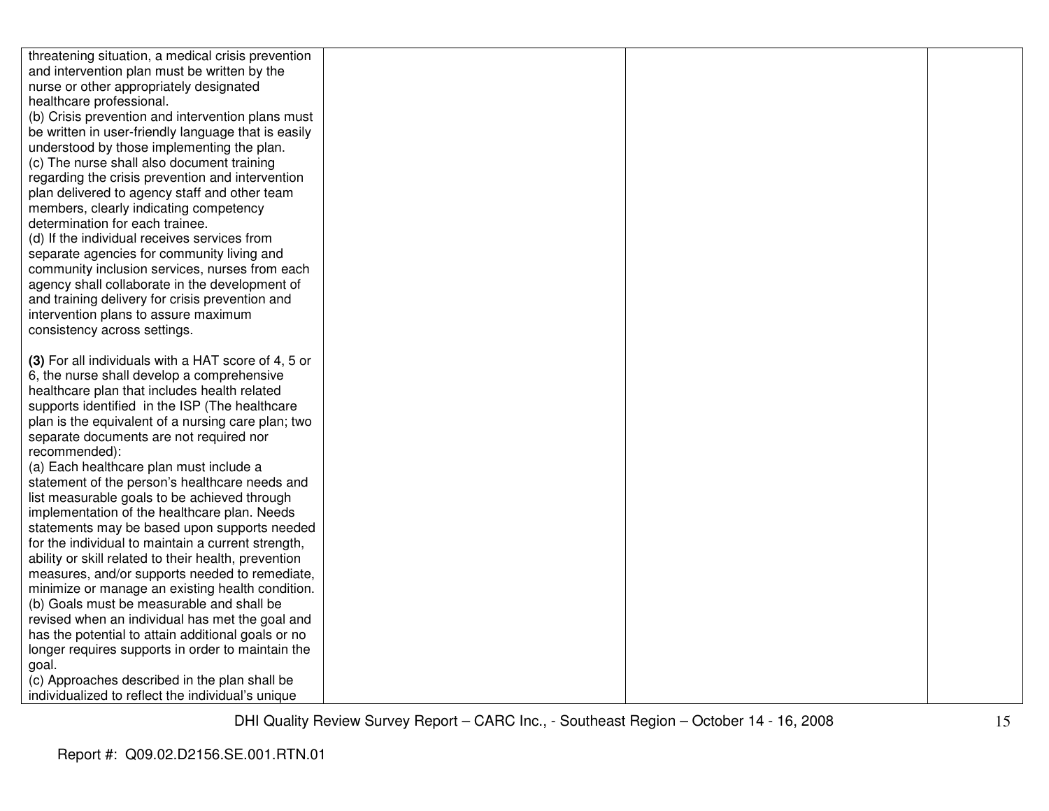| | | | |
|---|---|---|---|
| threatening situation, a medical crisis prevention and intervention plan must be written by the nurse or other appropriately designated healthcare professional.<br>(b) Crisis prevention and intervention plans must be written in user-friendly language that is easily understood by those implementing the plan.<br>(c) The nurse shall also document training regarding the crisis prevention and intervention plan delivered to agency staff and other team members, clearly indicating competency determination for each trainee.<br>(d) If the individual receives services from separate agencies for community living and community inclusion services, nurses from each agency shall collaborate in the development of and training delivery for crisis prevention and intervention plans to assure maximum consistency across settings.<br><br>**(3)** For all individuals with a HAT score of 4, 5 or 6, the nurse shall develop a comprehensive healthcare plan that includes health related supports identified in the ISP (The healthcare plan is the equivalent of a nursing care plan; two separate documents are not required nor recommended):<br>(a) Each healthcare plan must include a statement of the person's healthcare needs and list measurable goals to be achieved through implementation of the healthcare plan. Needs statements may be based upon supports needed for the individual to maintain a current strength, ability or skill related to their health, prevention measures, and/or supports needed to remediate, minimize or manage an existing health condition.<br>(b) Goals must be measurable and shall be revised when an individual has met the goal and has the potential to attain additional goals or no longer requires supports in order to maintain the goal.<br>(c) Approaches described in the plan shall be individualized to reflect the individual's unique | | | |

DHI Quality Review Survey Report – CARC Inc., - Southeast Region – October 14 - 16, 2008

Report #: Q09.02.D2156.SE.001.RTN.01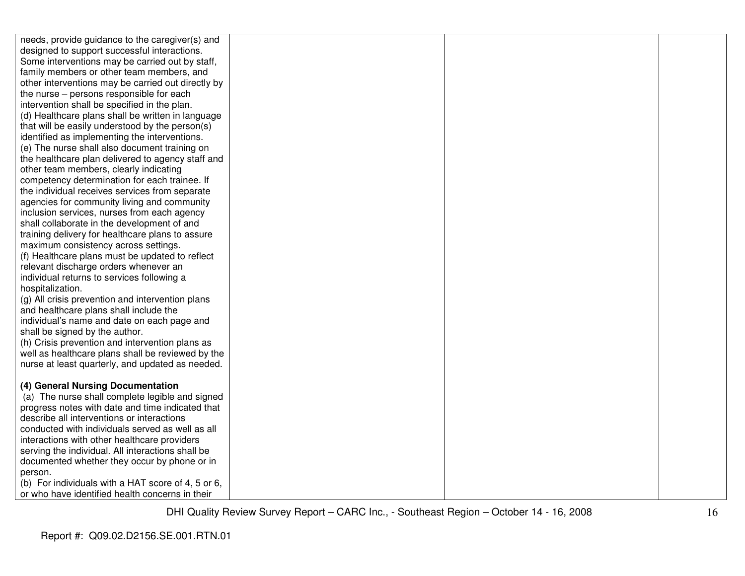| | | | |
|---|---|---|---|
| needs, provide guidance to the caregiver(s) and designed to support successful interactions. Some interventions may be carried out by staff, family members or other team members, and other interventions may be carried out directly by the nurse – persons responsible for each intervention shall be specified in the plan.<br>(d) Healthcare plans shall be written in language that will be easily understood by the person(s) identified as implementing the interventions.<br>(e) The nurse shall also document training on the healthcare plan delivered to agency staff and other team members, clearly indicating competency determination for each trainee. If the individual receives services from separate agencies for community living and community inclusion services, nurses from each agency shall collaborate in the development of and training delivery for healthcare plans to assure maximum consistency across settings.<br>(f) Healthcare plans must be updated to reflect relevant discharge orders whenever an individual returns to services following a hospitalization.<br>(g) All crisis prevention and intervention plans and healthcare plans shall include the individual's name and date on each page and shall be signed by the author.<br>(h) Crisis prevention and intervention plans as well as healthcare plans shall be reviewed by the nurse at least quarterly, and updated as needed.<br><br>**(4) General Nursing Documentation**<br>(a) The nurse shall complete legible and signed progress notes with date and time indicated that describe all interventions or interactions conducted with individuals served as well as all interactions with other healthcare providers serving the individual. All interactions shall be documented whether they occur by phone or in person.<br>(b) For individuals with a HAT score of 4, 5 or 6, or who have identified health concerns in their | | | |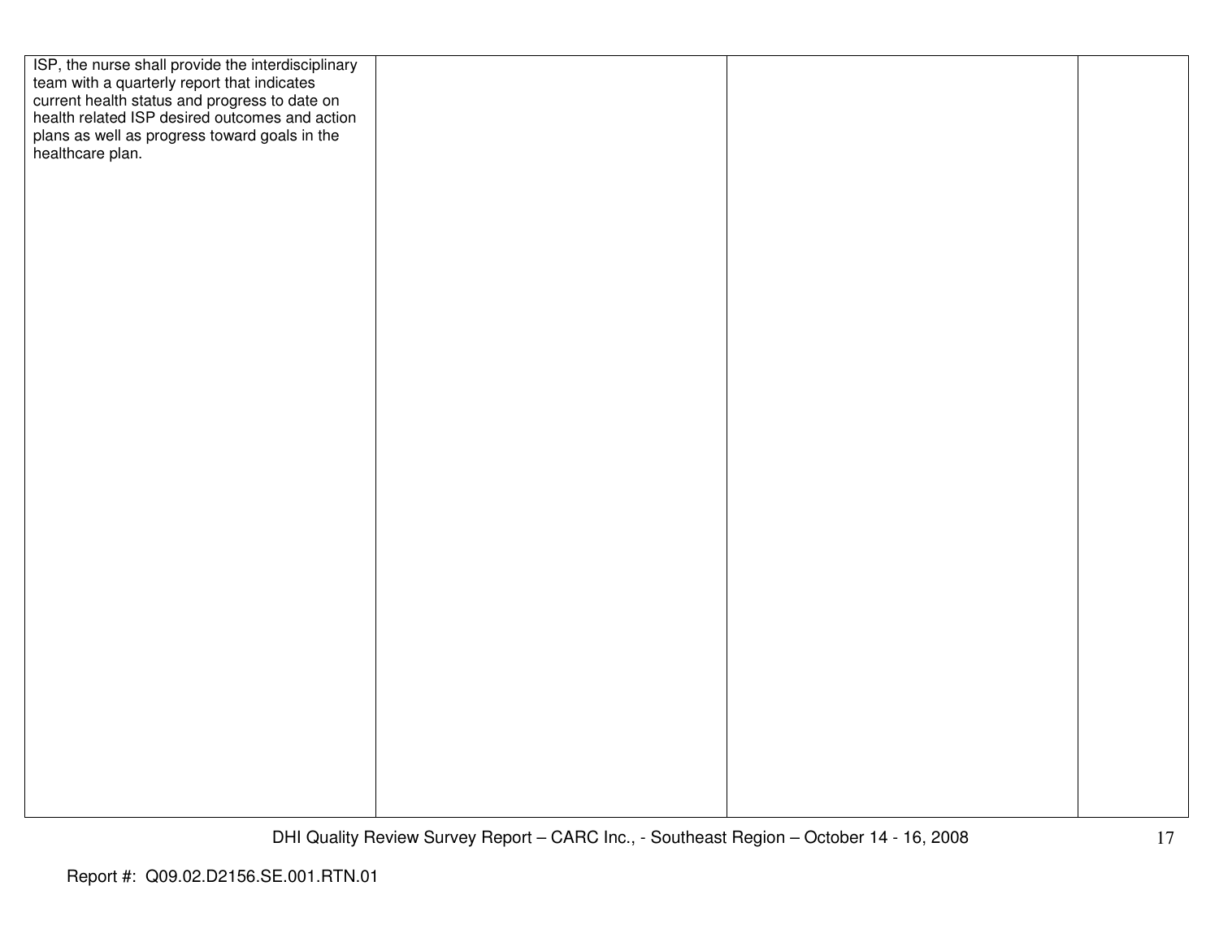| | | | |
|---|---|---|---|
| ISP, the nurse shall provide the interdisciplinary team with a quarterly report that indicates current health status and progress to date on health related ISP desired outcomes and action plans as well as progress toward goals in the healthcare plan. | | | |

Report #: Q09.02.D2156.SE.001.RTN.01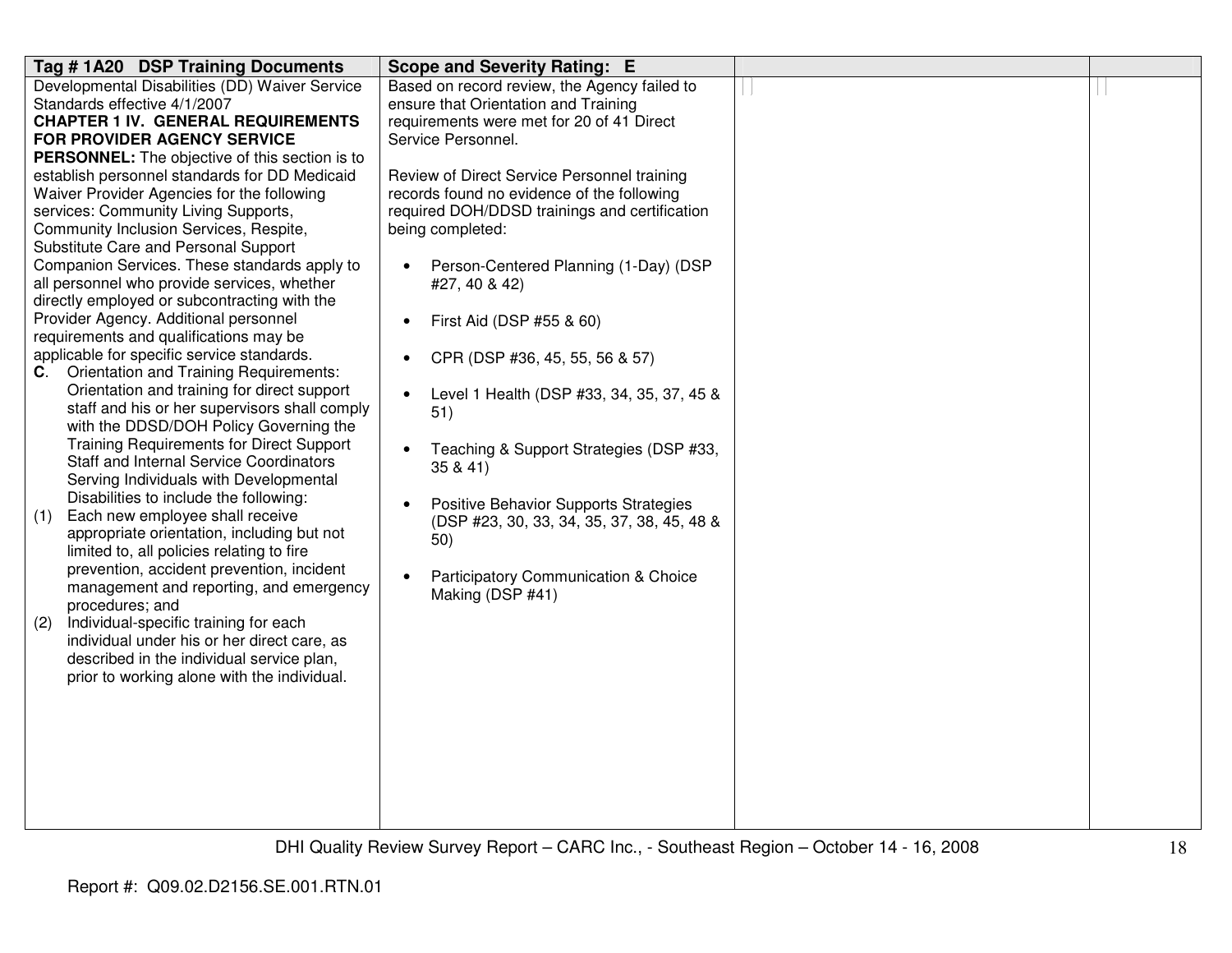| Tag # 1A20 DSP Training Documents | Scope and Severity Rating: E | | |
|---|---|---|---|
| Developmental Disabilities (DD) Waiver Service Standards effective 4/1/2007<br>**CHAPTER 1 IV. GENERAL REQUIREMENTS FOR PROVIDER AGENCY SERVICE PERSONNEL:** The objective of this section is to establish personnel standards for DD Medicaid Waiver Provider Agencies for the following services: Community Living Supports, Community Inclusion Services, Respite, Substitute Care and Personal Support Companion Services. These standards apply to all personnel who provide services, whether directly employed or subcontracting with the Provider Agency. Additional personnel requirements and qualifications may be applicable for specific service standards.<br>**C**. Orientation and Training Requirements: Orientation and training for direct support staff and his or her supervisors shall comply with the DDSD/DOH Policy Governing the Training Requirements for Direct Support Staff and Internal Service Coordinators Serving Individuals with Developmental Disabilities to include the following:<br>(1) Each new employee shall receive appropriate orientation, including but not limited to, all policies relating to fire prevention, accident prevention, incident management and reporting, and emergency procedures; and<br>(2) Individual-specific training for each individual under his or her direct care, as described in the individual service plan, prior to working alone with the individual. | Based on record review, the Agency failed to ensure that Orientation and Training requirements were met for 20 of 41 Direct Service Personnel.<br><br>Review of Direct Service Personnel training records found no evidence of the following required DOH/DDSD trainings and certification being completed:<br><br>• Person-Centered Planning (1-Day) (DSP #27, 40 & 42)<br><br>• First Aid (DSP #55 & 60)<br><br>• CPR (DSP #36, 45, 55, 56 & 57)<br><br>• Level 1 Health (DSP #33, 34, 35, 37, 45 & 51)<br><br>• Teaching & Support Strategies (DSP #33, 35 & 41)<br><br>• Positive Behavior Supports Strategies (DSP #23, 30, 33, 34, 35, 37, 38, 45, 48 & 50)<br><br>• Participatory Communication & Choice Making (DSP #41) | | |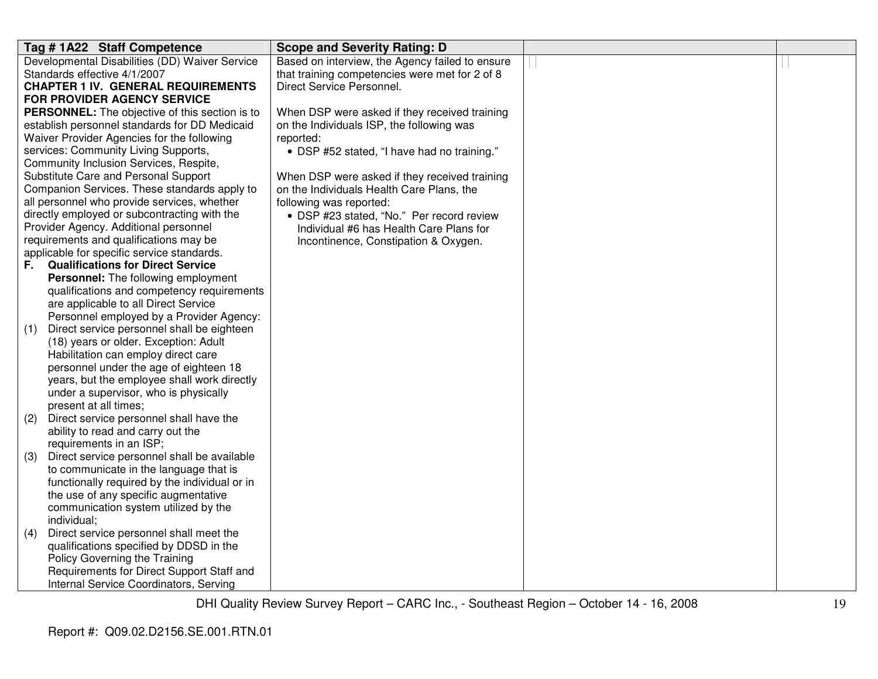| Tag # 1A22 Staff Competence | Scope and Severity Rating: D | | |
|---|---|---|---|
| Developmental Disabilities (DD) Waiver Service Standards effective 4/1/2007<br>**CHAPTER 1 IV. GENERAL REQUIREMENTS FOR PROVIDER AGENCY SERVICE PERSONNEL:** The objective of this section is to establish personnel standards for DD Medicaid Waiver Provider Agencies for the following services: Community Living Supports, Community Inclusion Services, Respite, Substitute Care and Personal Support Companion Services. These standards apply to all personnel who provide services, whether directly employed or subcontracting with the Provider Agency. Additional personnel requirements and qualifications may be applicable for specific service standards.<br>**F. Qualifications for Direct Service Personnel:** The following employment qualifications and competency requirements are applicable to all Direct Service Personnel employed by a Provider Agency:<br>(1) Direct service personnel shall be eighteen (18) years or older. Exception: Adult Habilitation can employ direct care personnel under the age of eighteen 18 years, but the employee shall work directly under a supervisor, who is physically present at all times;<br>(2) Direct service personnel shall have the ability to read and carry out the requirements in an ISP;<br>(3) Direct service personnel shall be available to communicate in the language that is functionally required by the individual or in the use of any specific augmentative communication system utilized by the individual;<br>(4) Direct service personnel shall meet the qualifications specified by DDSD in the Policy Governing the Training Requirements for Direct Support Staff and Internal Service Coordinators, Serving | Based on interview, the Agency failed to ensure that training competencies were met for 2 of 8 Direct Service Personnel.<br><br>When DSP were asked if they received training on the Individuals ISP, the following was reported:<br>• DSP #52 stated, "I have had no training."<br><br>When DSP were asked if they received training on the Individuals Health Care Plans, the following was reported:<br>• DSP #23 stated, "No." Per record review Individual #6 has Health Care Plans for Incontinence, Constipation & Oxygen. | | |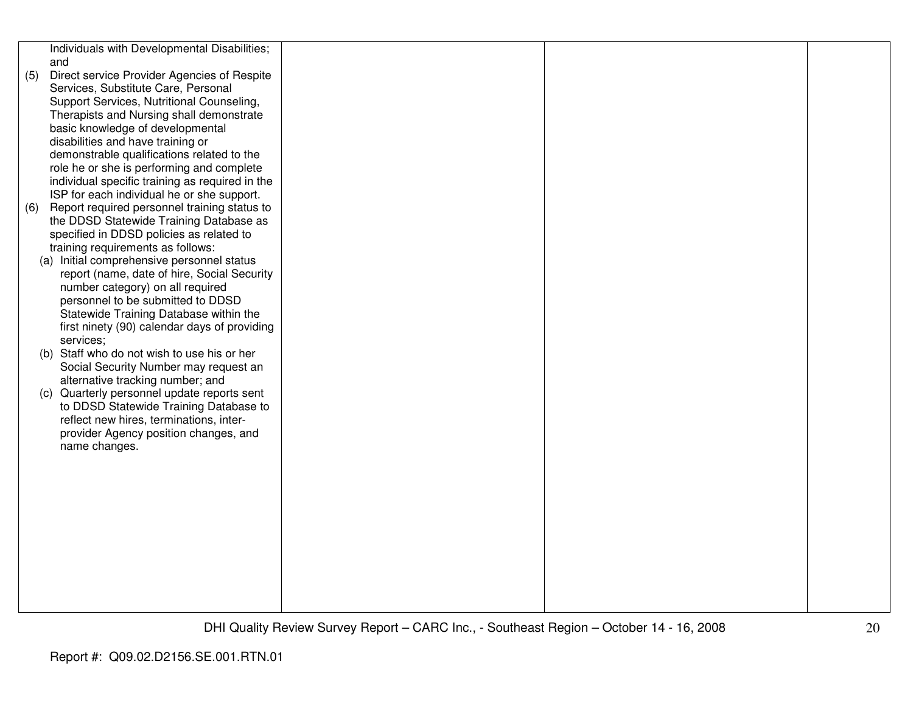| | | | |
|---|---|---|---|
| Individuals with Developmental Disabilities; and<br>(5) Direct service Provider Agencies of Respite Services, Substitute Care, Personal Support Services, Nutritional Counseling, Therapists and Nursing shall demonstrate basic knowledge of developmental disabilities and have training or demonstrable qualifications related to the role he or she is performing and complete individual specific training as required in the ISP for each individual he or she support.<br>(6) Report required personnel training status to the DDSD Statewide Training Database as specified in DDSD policies as related to training requirements as follows:<br>(a) Initial comprehensive personnel status report (name, date of hire, Social Security number category) on all required personnel to be submitted to DDSD Statewide Training Database within the first ninety (90) calendar days of providing services;<br>(b) Staff who do not wish to use his or her Social Security Number may request an alternative tracking number; and<br>(c) Quarterly personnel update reports sent to DDSD Statewide Training Database to reflect new hires, terminations, inter-provider Agency position changes, and name changes. | | | |

Report #: Q09.02.D2156.SE.001.RTN.01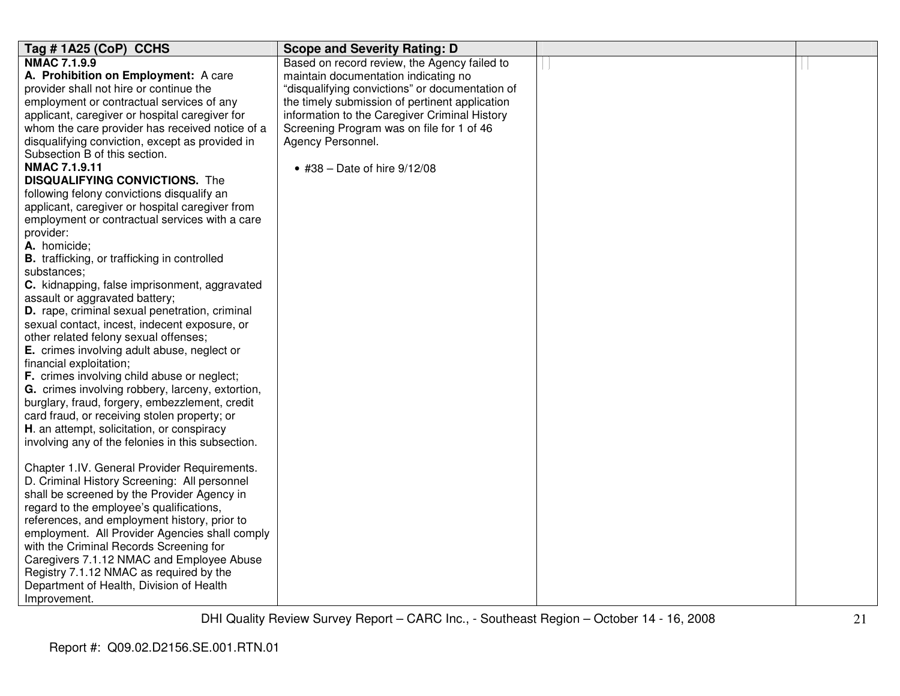| Tag # 1A25 (CoP) CCHS | Scope and Severity Rating: D | | |
|---|---|---|---|
| **NMAC 7.1.9.9**<br>**A. Prohibition on Employment:** A care provider shall not hire or continue the employment or contractual services of any applicant, caregiver or hospital caregiver for whom the care provider has received notice of a disqualifying conviction, except as provided in Subsection B of this section.<br>**NMAC 7.1.9.11**<br>**DISQUALIFYING CONVICTIONS.** The following felony convictions disqualify an applicant, caregiver or hospital caregiver from employment or contractual services with a care provider:<br>**A.** homicide;<br>**B.** trafficking, or trafficking in controlled substances;<br>**C.** kidnapping, false imprisonment, aggravated assault or aggravated battery;<br>**D.** rape, criminal sexual penetration, criminal sexual contact, incest, indecent exposure, or other related felony sexual offenses;<br>**E.** crimes involving adult abuse, neglect or financial exploitation;<br>**F.** crimes involving child abuse or neglect;<br>**G.** crimes involving robbery, larceny, extortion, burglary, fraud, forgery, embezzlement, credit card fraud, or receiving stolen property; or<br>**H**. an attempt, solicitation, or conspiracy involving any of the felonies in this subsection.<br><br>Chapter 1.IV. General Provider Requirements. D. Criminal History Screening: All personnel shall be screened by the Provider Agency in regard to the employee's qualifications, references, and employment history, prior to employment. All Provider Agencies shall comply with the Criminal Records Screening for Caregivers 7.1.12 NMAC and Employee Abuse Registry 7.1.12 NMAC as required by the Department of Health, Division of Health Improvement. | Based on record review, the Agency failed to maintain documentation indicating no "disqualifying convictions" or documentation of the timely submission of pertinent application information to the Caregiver Criminal History Screening Program was on file for 1 of 46 Agency Personnel.<br><br>• #38 – Date of hire 9/12/08 | | |

Report #: Q09.02.D2156.SE.001.RTN.01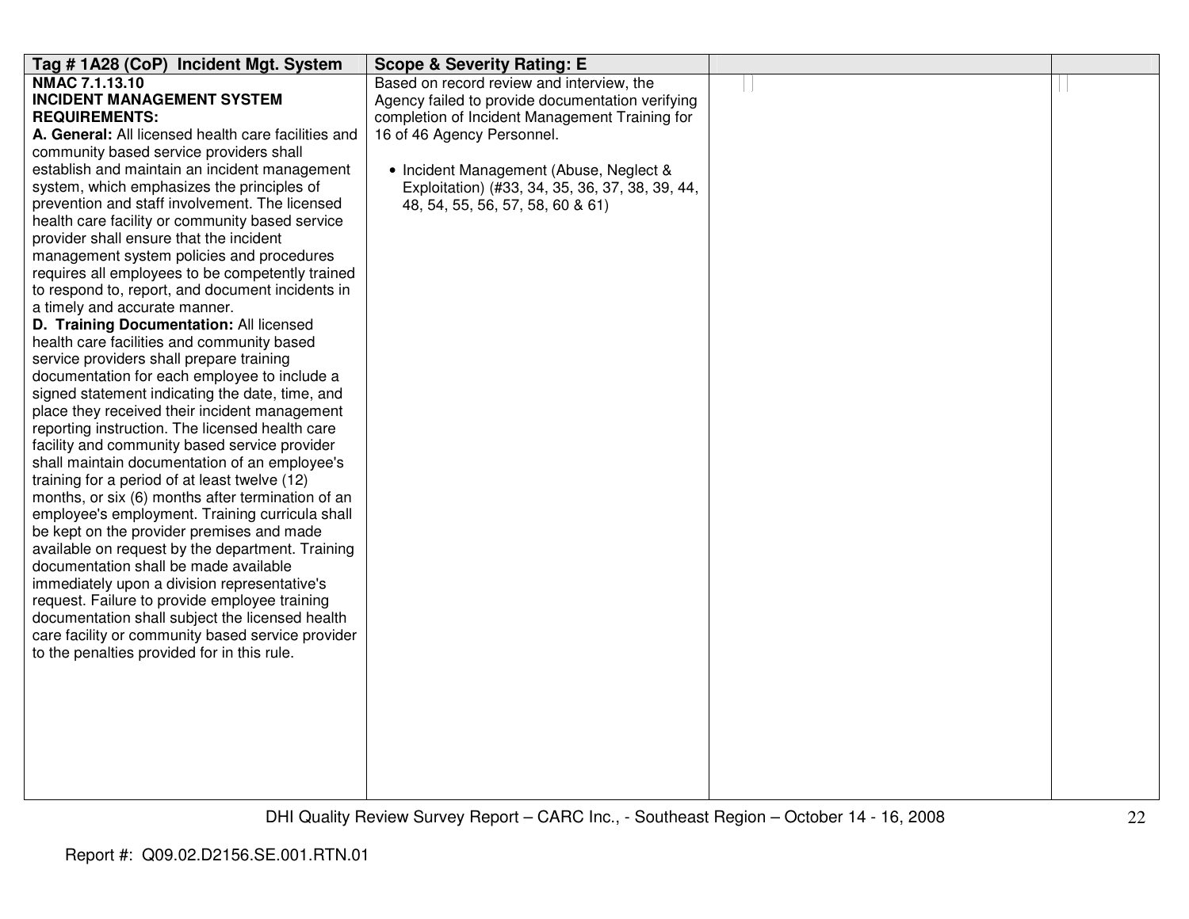| Tag # 1A28 (CoP) Incident Mgt. System | Scope & Severity Rating: E | | |
|---|---|---|---|
| **NMAC 7.1.13.10**<br>**INCIDENT MANAGEMENT SYSTEM REQUIREMENTS:**<br>**A. General:** All licensed health care facilities and community based service providers shall establish and maintain an incident management system, which emphasizes the principles of prevention and staff involvement. The licensed health care facility or community based service provider shall ensure that the incident management system policies and procedures requires all employees to be competently trained to respond to, report, and document incidents in a timely and accurate manner.<br>**D. Training Documentation:** All licensed health care facilities and community based service providers shall prepare training documentation for each employee to include a signed statement indicating the date, time, and place they received their incident management reporting instruction. The licensed health care facility and community based service provider shall maintain documentation of an employee's training for a period of at least twelve (12) months, or six (6) months after termination of an employee's employment. Training curricula shall be kept on the provider premises and made available on request by the department. Training documentation shall be made available immediately upon a division representative's request. Failure to provide employee training documentation shall subject the licensed health care facility or community based service provider to the penalties provided for in this rule. | Based on record review and interview, the Agency failed to provide documentation verifying completion of Incident Management Training for 16 of 46 Agency Personnel.<br><br>• Incident Management (Abuse, Neglect & Exploitation) (#33, 34, 35, 36, 37, 38, 39, 44, 48, 54, 55, 56, 57, 58, 60 & 61) | | |

Report #: Q09.02.D2156.SE.001.RTN.01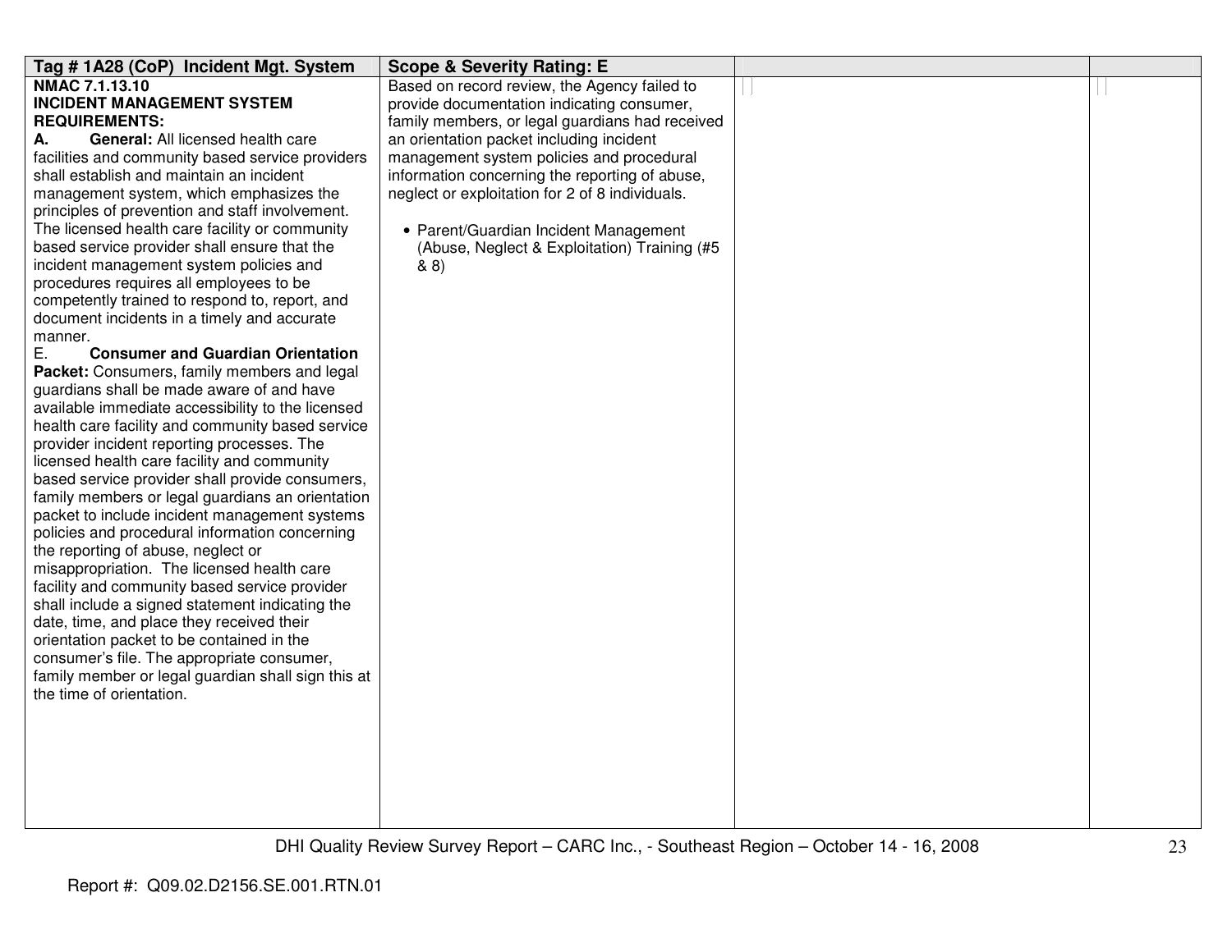| Tag # 1A28 (CoP) Incident Mgt. System | Scope & Severity Rating: E | | |
|---|---|---|---|
| **NMAC 7.1.13.10**<br>**INCIDENT MANAGEMENT SYSTEM REQUIREMENTS:**<br>**A. General:** All licensed health care facilities and community based service providers shall establish and maintain an incident management system, which emphasizes the principles of prevention and staff involvement. The licensed health care facility or community based service provider shall ensure that the incident management system policies and procedures requires all employees to be competently trained to respond to, report, and document incidents in a timely and accurate manner.<br>E. **Consumer and Guardian Orientation Packet:** Consumers, family members and legal guardians shall be made aware of and have available immediate accessibility to the licensed health care facility and community based service provider incident reporting processes. The licensed health care facility and community based service provider shall provide consumers, family members or legal guardians an orientation packet to include incident management systems policies and procedural information concerning the reporting of abuse, neglect or misappropriation. The licensed health care facility and community based service provider shall include a signed statement indicating the date, time, and place they received their orientation packet to be contained in the consumer's file. The appropriate consumer, family member or legal guardian shall sign this at the time of orientation. | Based on record review, the Agency failed to provide documentation indicating consumer, family members, or legal guardians had received an orientation packet including incident management system policies and procedural information concerning the reporting of abuse, neglect or exploitation for 2 of 8 individuals.<br><br>• Parent/Guardian Incident Management (Abuse, Neglect & Exploitation) Training (#5 & 8) | | |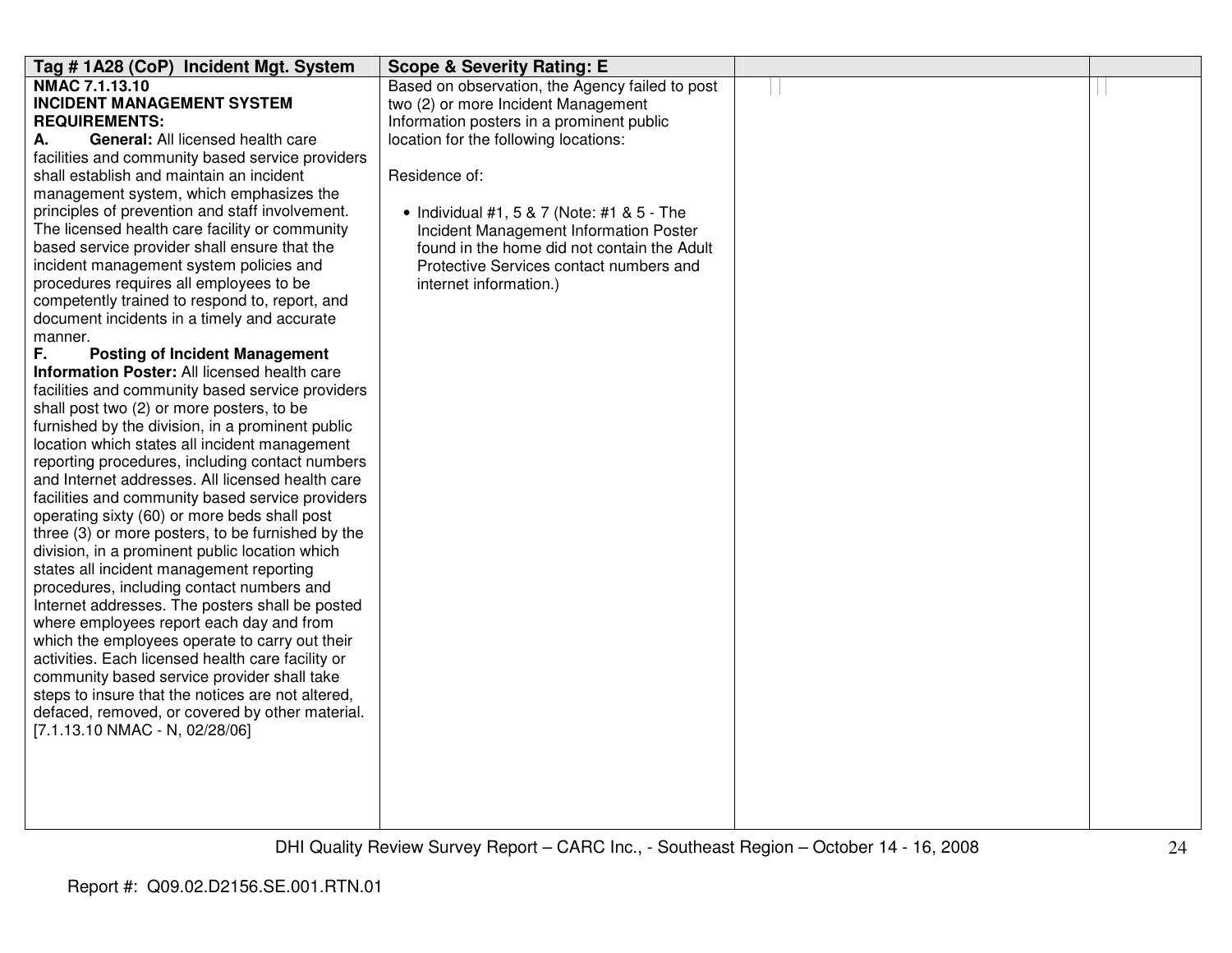| Tag # 1A28 (CoP) Incident Mgt. System | Scope & Severity Rating: E | | |
|---|---|---|---|
| **NMAC 7.1.13.10**<br>**INCIDENT MANAGEMENT SYSTEM REQUIREMENTS:**<br>**A. General:** All licensed health care facilities and community based service providers shall establish and maintain an incident management system, which emphasizes the principles of prevention and staff involvement. The licensed health care facility or community based service provider shall ensure that the incident management system policies and procedures requires all employees to be competently trained to respond to, report, and document incidents in a timely and accurate manner.<br>**F. Posting of Incident Management Information Poster:** All licensed health care facilities and community based service providers shall post two (2) or more posters, to be furnished by the division, in a prominent public location which states all incident management reporting procedures, including contact numbers and Internet addresses. All licensed health care facilities and community based service providers operating sixty (60) or more beds shall post three (3) or more posters, to be furnished by the division, in a prominent public location which states all incident management reporting procedures, including contact numbers and Internet addresses. The posters shall be posted where employees report each day and from which the employees operate to carry out their activities. Each licensed health care facility or community based service provider shall take steps to insure that the notices are not altered, defaced, removed, or covered by other material.<br>[7.1.13.10 NMAC - N, 02/28/06] | Based on observation, the Agency failed to post two (2) or more Incident Management Information posters in a prominent public location for the following locations:<br><br>Residence of:<br><br>• Individual #1, 5 & 7 (Note: #1 & 5 - The Incident Management Information Poster found in the home did not contain the Adult Protective Services contact numbers and internet information.) | | |

Report #: Q09.02.D2156.SE.001.RTN.01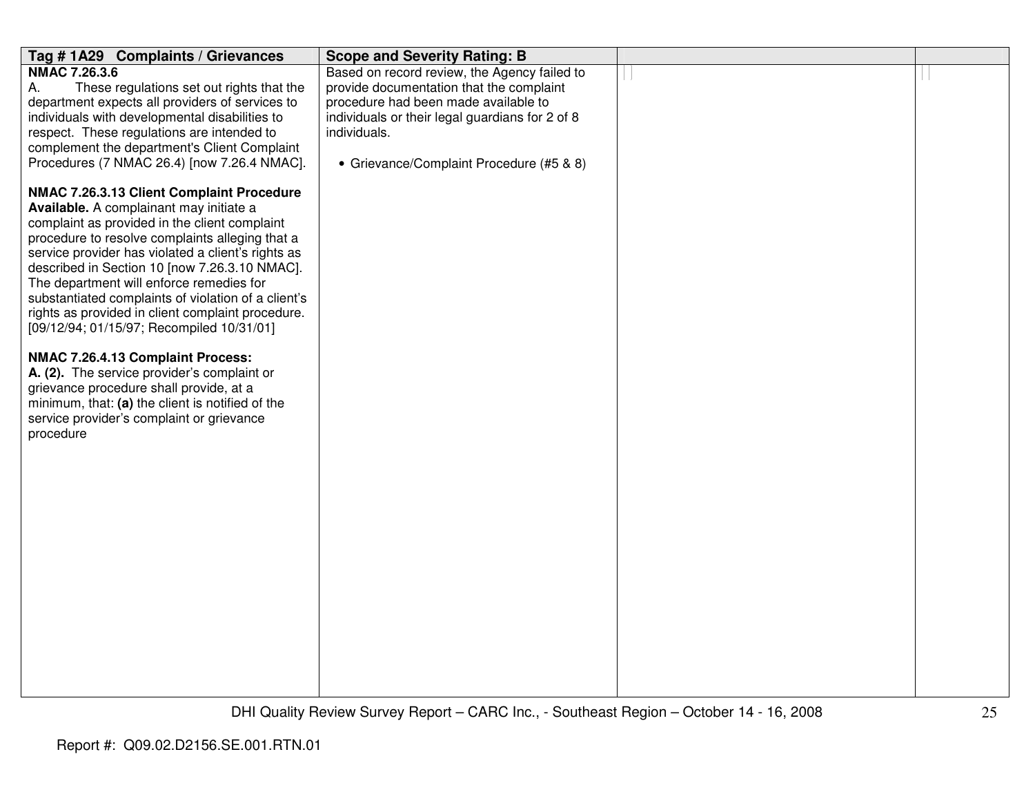| Tag # 1A29 Complaints / Grievances | Scope and Severity Rating: B | | |
|---|---|---|---|
| **NMAC 7.26.3.6**<br>A. These regulations set out rights that the department expects all providers of services to individuals with developmental disabilities to respect. These regulations are intended to complement the department's Client Complaint Procedures (7 NMAC 26.4) [now 7.26.4 NMAC].<br><br>**NMAC 7.26.3.13 Client Complaint Procedure Available.** A complainant may initiate a complaint as provided in the client complaint procedure to resolve complaints alleging that a service provider has violated a client's rights as described in Section 10 [now 7.26.3.10 NMAC]. The department will enforce remedies for substantiated complaints of violation of a client's rights as provided in client complaint procedure. [09/12/94; 01/15/97; Recompiled 10/31/01]<br><br>**NMAC 7.26.4.13 Complaint Process:**<br>**A. (2).** The service provider's complaint or grievance procedure shall provide, at a minimum, that: **(a)** the client is notified of the service provider's complaint or grievance procedure | Based on record review, the Agency failed to provide documentation that the complaint procedure had been made available to individuals or their legal guardians for 2 of 8 individuals.<br><br>• Grievance/Complaint Procedure (#5 & 8) | | |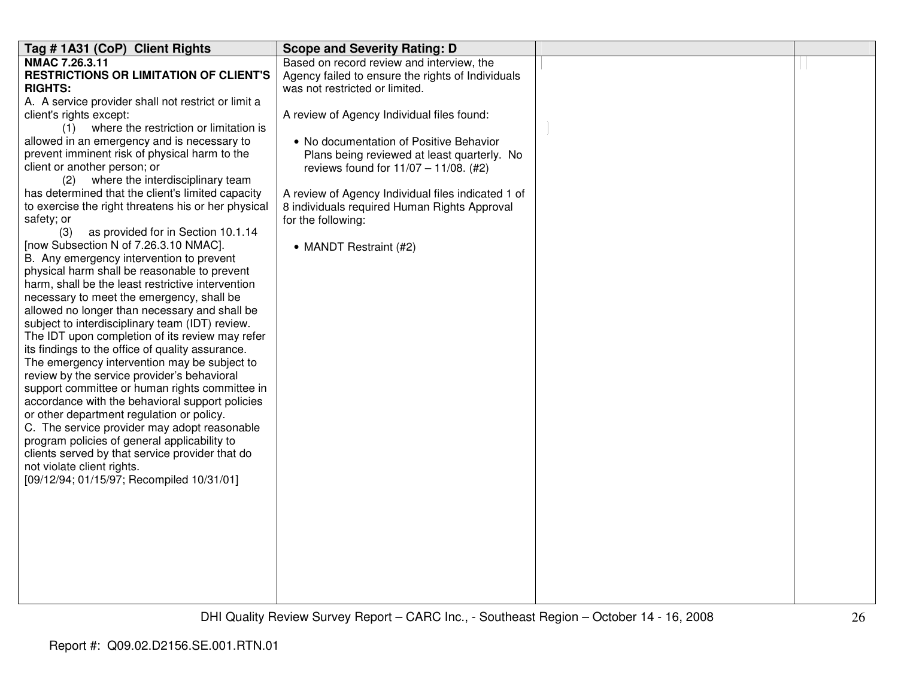| Tag # 1A31 (CoP) Client Rights | Scope and Severity Rating: D | | |
|---|---|---|---|
| **NMAC 7.26.3.11**<br>**RESTRICTIONS OR LIMITATION OF CLIENT'S RIGHTS:**<br>A. A service provider shall not restrict or limit a client's rights except:<br>(1) where the restriction or limitation is allowed in an emergency and is necessary to prevent imminent risk of physical harm to the client or another person; or<br>(2) where the interdisciplinary team has determined that the client's limited capacity to exercise the right threatens his or her physical safety; or<br>(3) as provided for in Section 10.1.14 [now Subsection N of 7.26.3.10 NMAC].<br>B. Any emergency intervention to prevent physical harm shall be reasonable to prevent harm, shall be the least restrictive intervention necessary to meet the emergency, shall be allowed no longer than necessary and shall be subject to interdisciplinary team (IDT) review. The IDT upon completion of its review may refer its findings to the office of quality assurance. The emergency intervention may be subject to review by the service provider's behavioral support committee or human rights committee in accordance with the behavioral support policies or other department regulation or policy.<br>C. The service provider may adopt reasonable program policies of general applicability to clients served by that service provider that do not violate client rights.<br>[09/12/94; 01/15/97; Recompiled 10/31/01] | Based on record review and interview, the Agency failed to ensure the rights of Individuals was not restricted or limited.<br><br>A review of Agency Individual files found:<br><br>• No documentation of Positive Behavior Plans being reviewed at least quarterly. No reviews found for 11/07 – 11/08. (#2)<br><br>A review of Agency Individual files indicated 1 of 8 individuals required Human Rights Approval for the following:<br><br>• MANDT Restraint (#2) | | |

DHI Quality Review Survey Report – CARC Inc., - Southeast Region – October 14 - 16, 2008

Report #: Q09.02.D2156.SE.001.RTN.01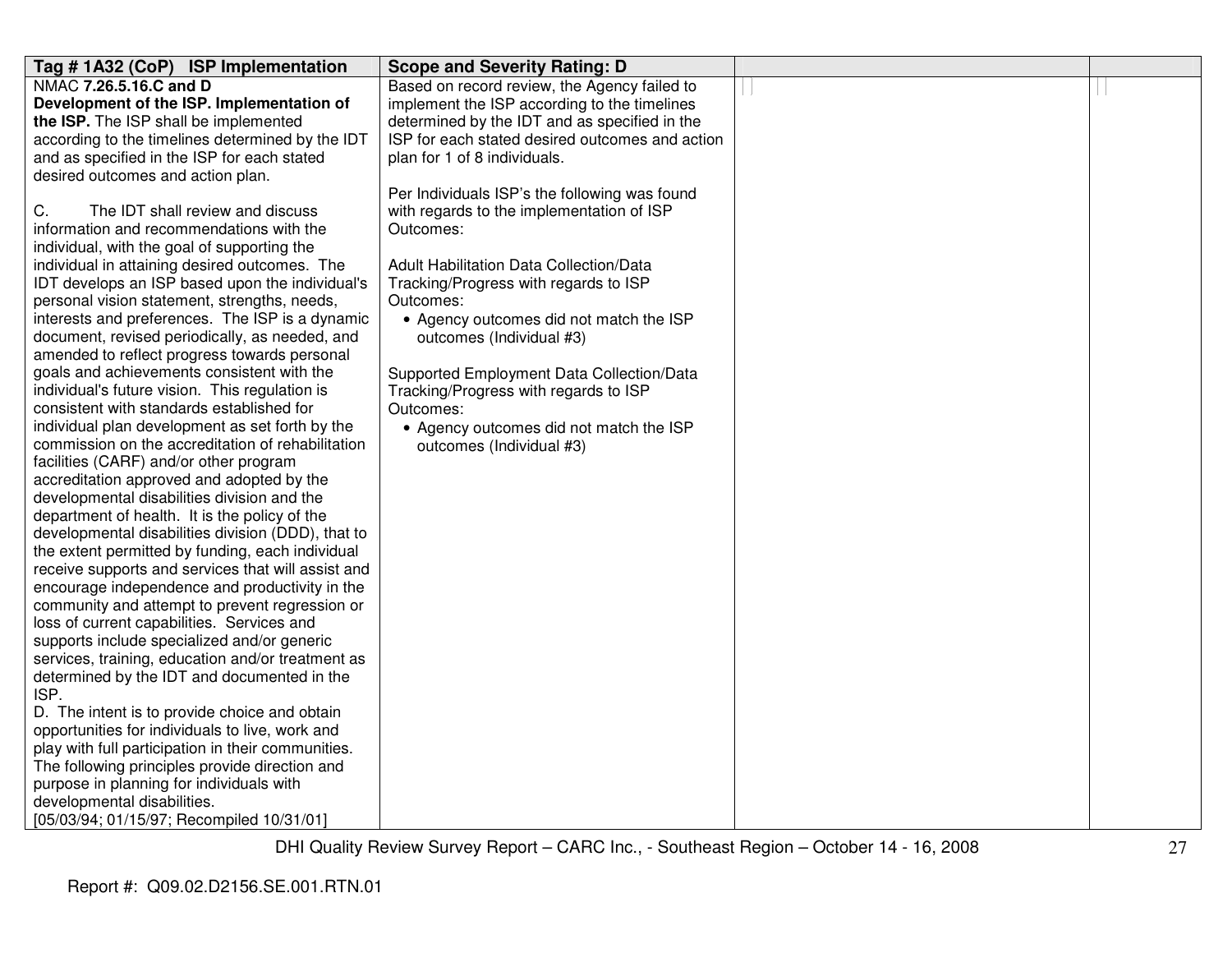| Tag # 1A32 (CoP) ISP Implementation | Scope and Severity Rating: D | | |
|---|---|---|---|
| NMAC **7.26.5.16.C and D**<br>**Development of the ISP. Implementation of the ISP.** The ISP shall be implemented according to the timelines determined by the IDT and as specified in the ISP for each stated desired outcomes and action plan.<br><br>C. The IDT shall review and discuss information and recommendations with the individual, with the goal of supporting the individual in attaining desired outcomes. The IDT develops an ISP based upon the individual's personal vision statement, strengths, needs, interests and preferences. The ISP is a dynamic document, revised periodically, as needed, and amended to reflect progress towards personal goals and achievements consistent with the individual's future vision. This regulation is consistent with standards established for individual plan development as set forth by the commission on the accreditation of rehabilitation facilities (CARF) and/or other program accreditation approved and adopted by the developmental disabilities division and the department of health. It is the policy of the developmental disabilities division (DDD), that to the extent permitted by funding, each individual receive supports and services that will assist and encourage independence and productivity in the community and attempt to prevent regression or loss of current capabilities. Services and supports include specialized and/or generic services, training, education and/or treatment as determined by the IDT and documented in the ISP.<br>D. The intent is to provide choice and obtain opportunities for individuals to live, work and play with full participation in their communities. The following principles provide direction and purpose in planning for individuals with developmental disabilities.<br>[05/03/94; 01/15/97; Recompiled 10/31/01] | Based on record review, the Agency failed to implement the ISP according to the timelines determined by the IDT and as specified in the ISP for each stated desired outcomes and action plan for 1 of 8 individuals.<br><br>Per Individuals ISP's the following was found with regards to the implementation of ISP Outcomes:<br><br>Adult Habilitation Data Collection/Data Tracking/Progress with regards to ISP Outcomes:<br>• Agency outcomes did not match the ISP outcomes (Individual #3)<br><br>Supported Employment Data Collection/Data Tracking/Progress with regards to ISP Outcomes:<br>• Agency outcomes did not match the ISP outcomes (Individual #3) | | |

Report #: Q09.02.D2156.SE.001.RTN.01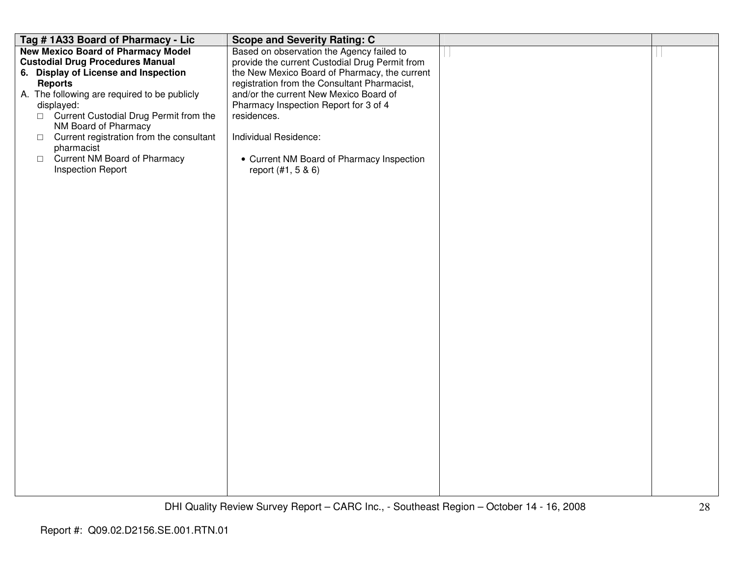| Tag # 1A33 Board of Pharmacy - Lic | Scope and Severity Rating: C | | |
|---|---|---|---|
| **New Mexico Board of Pharmacy Model Custodial Drug Procedures Manual**<br>**6. Display of License and Inspection Reports**<br>A. The following are required to be publicly displayed:<br>□ Current Custodial Drug Permit from the NM Board of Pharmacy<br>□ Current registration from the consultant pharmacist<br>□ Current NM Board of Pharmacy Inspection Report | Based on observation the Agency failed to provide the current Custodial Drug Permit from the New Mexico Board of Pharmacy, the current registration from the Consultant Pharmacist, and/or the current New Mexico Board of Pharmacy Inspection Report for 3 of 4 residences.<br><br>Individual Residence:<br><br>• Current NM Board of Pharmacy Inspection report (#1, 5 & 6) | | |

Report #: Q09.02.D2156.SE.001.RTN.01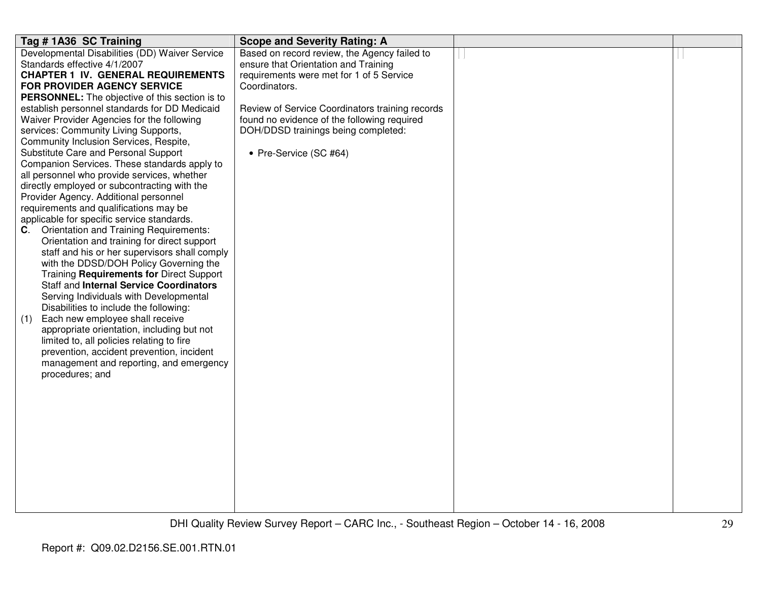| Tag # 1A36 SC Training | Scope and Severity Rating: A | | |
|---|---|---|---|
| Developmental Disabilities (DD) Waiver Service Standards effective 4/1/2007<br>**CHAPTER 1 IV. GENERAL REQUIREMENTS FOR PROVIDER AGENCY SERVICE PERSONNEL:** The objective of this section is to establish personnel standards for DD Medicaid Waiver Provider Agencies for the following services: Community Living Supports, Community Inclusion Services, Respite, Substitute Care and Personal Support Companion Services. These standards apply to all personnel who provide services, whether directly employed or subcontracting with the Provider Agency. Additional personnel requirements and qualifications may be applicable for specific service standards.<br>**C**. Orientation and Training Requirements: Orientation and training for direct support staff and his or her supervisors shall comply with the DDSD/DOH Policy Governing the Training **Requirements for** Direct Support Staff and **Internal Service Coordinators** Serving Individuals with Developmental Disabilities to include the following:<br>(1) Each new employee shall receive appropriate orientation, including but not limited to, all policies relating to fire prevention, accident prevention, incident management and reporting, and emergency procedures; and | Based on record review, the Agency failed to ensure that Orientation and Training requirements were met for 1 of 5 Service Coordinators.<br><br>Review of Service Coordinators training records found no evidence of the following required DOH/DDSD trainings being completed:<br><br>• Pre-Service (SC #64) | | |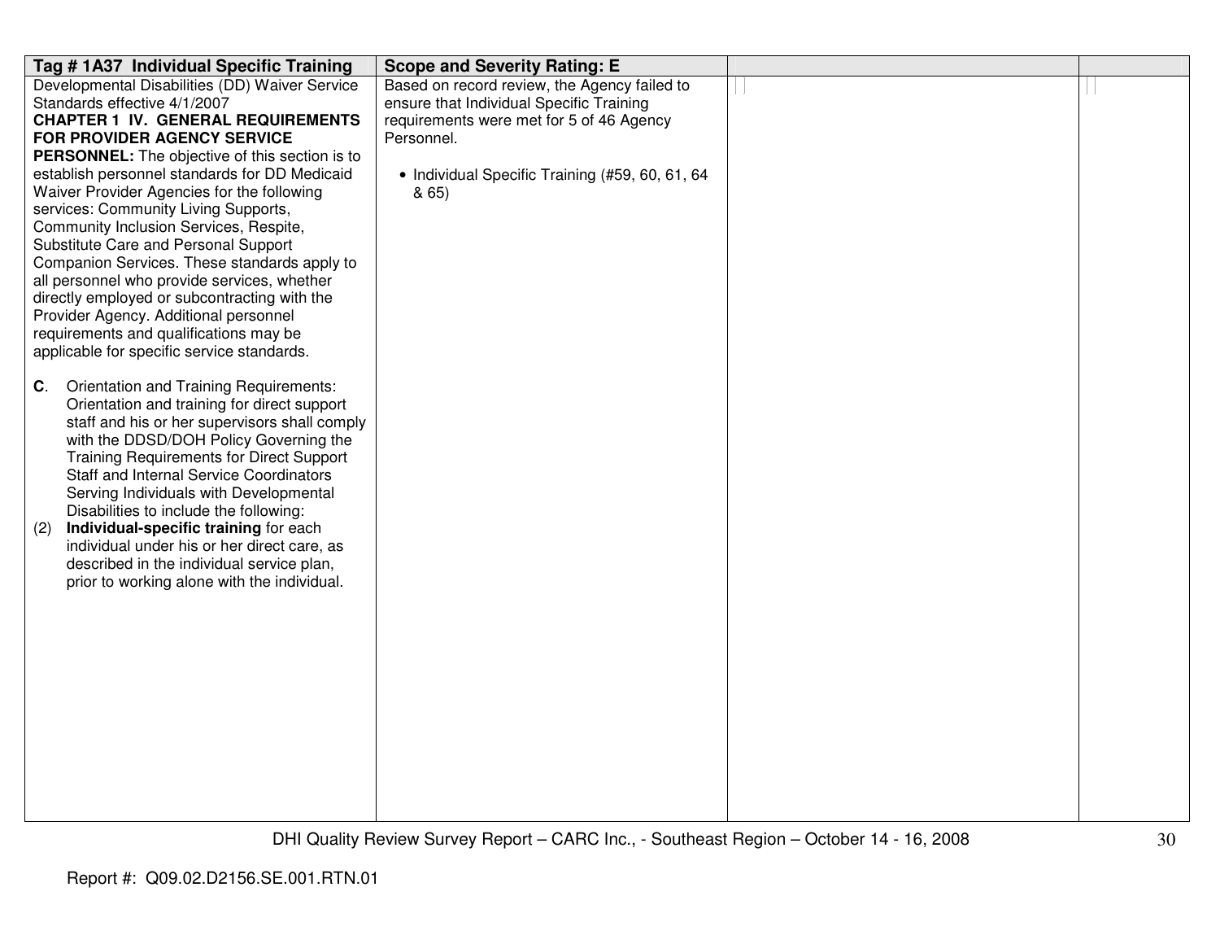| Tag # 1A37 Individual Specific Training | Scope and Severity Rating: E | | |
|---|---|---|---|
| Developmental Disabilities (DD) Waiver Service Standards effective 4/1/2007<br>**CHAPTER 1 IV. GENERAL REQUIREMENTS FOR PROVIDER AGENCY SERVICE PERSONNEL:** The objective of this section is to establish personnel standards for DD Medicaid Waiver Provider Agencies for the following services: Community Living Supports, Community Inclusion Services, Respite, Substitute Care and Personal Support Companion Services. These standards apply to all personnel who provide services, whether directly employed or subcontracting with the Provider Agency. Additional personnel requirements and qualifications may be applicable for specific service standards.<br><br>**C**. Orientation and Training Requirements: Orientation and training for direct support staff and his or her supervisors shall comply with the DDSD/DOH Policy Governing the Training Requirements for Direct Support Staff and Internal Service Coordinators Serving Individuals with Developmental Disabilities to include the following:<br>(2) **Individual-specific training** for each individual under his or her direct care, as described in the individual service plan, prior to working alone with the individual. | Based on record review, the Agency failed to ensure that Individual Specific Training requirements were met for 5 of 46 Agency Personnel.<br><br>• Individual Specific Training (#59, 60, 61, 64 & 65) | | |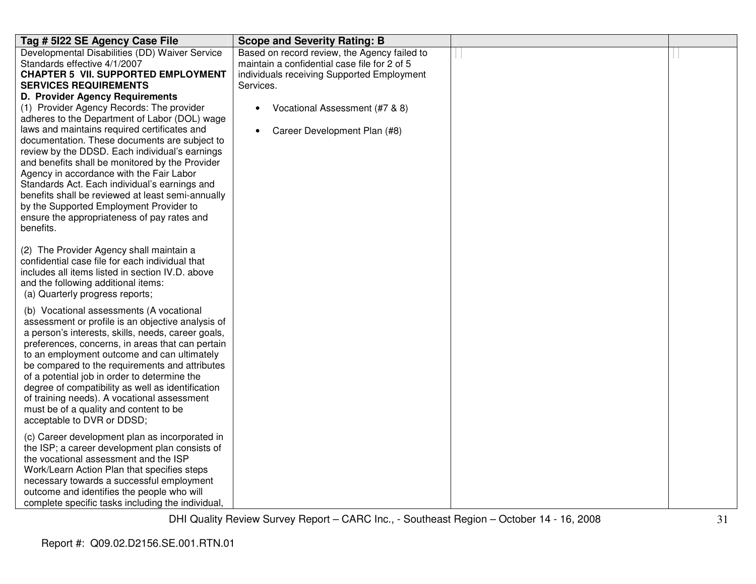| Tag # 5I22 SE Agency Case File | Scope and Severity Rating: B | | |
|---|---|---|---|
| Developmental Disabilities (DD) Waiver Service Standards effective 4/1/2007<br>**CHAPTER 5 VII. SUPPORTED EMPLOYMENT SERVICES REQUIREMENTS**<br>**D. Provider Agency Requirements**<br>(1) Provider Agency Records: The provider adheres to the Department of Labor (DOL) wage laws and maintains required certificates and documentation. These documents are subject to review by the DDSD. Each individual's earnings and benefits shall be monitored by the Provider Agency in accordance with the Fair Labor Standards Act. Each individual's earnings and benefits shall be reviewed at least semi-annually by the Supported Employment Provider to ensure the appropriateness of pay rates and benefits.<br><br>(2) The Provider Agency shall maintain a confidential case file for each individual that includes all items listed in section IV.D. above and the following additional items:<br>(a) Quarterly progress reports;<br><br>(b) Vocational assessments (A vocational assessment or profile is an objective analysis of a person's interests, skills, needs, career goals, preferences, concerns, in areas that can pertain to an employment outcome and can ultimately be compared to the requirements and attributes of a potential job in order to determine the degree of compatibility as well as identification of training needs). A vocational assessment must be of a quality and content to be acceptable to DVR or DDSD;<br><br>(c) Career development plan as incorporated in the ISP; a career development plan consists of the vocational assessment and the ISP Work/Learn Action Plan that specifies steps necessary towards a successful employment outcome and identifies the people who will complete specific tasks including the individual, | Based on record review, the Agency failed to maintain a confidential case file for 2 of 5 individuals receiving Supported Employment Services.<br><br>• Vocational Assessment (#7 & 8)<br><br>• Career Development Plan (#8) | | |

DHI Quality Review Survey Report – CARC Inc., - Southeast Region – October 14 - 16, 2008

Report #: Q09.02.D2156.SE.001.RTN.01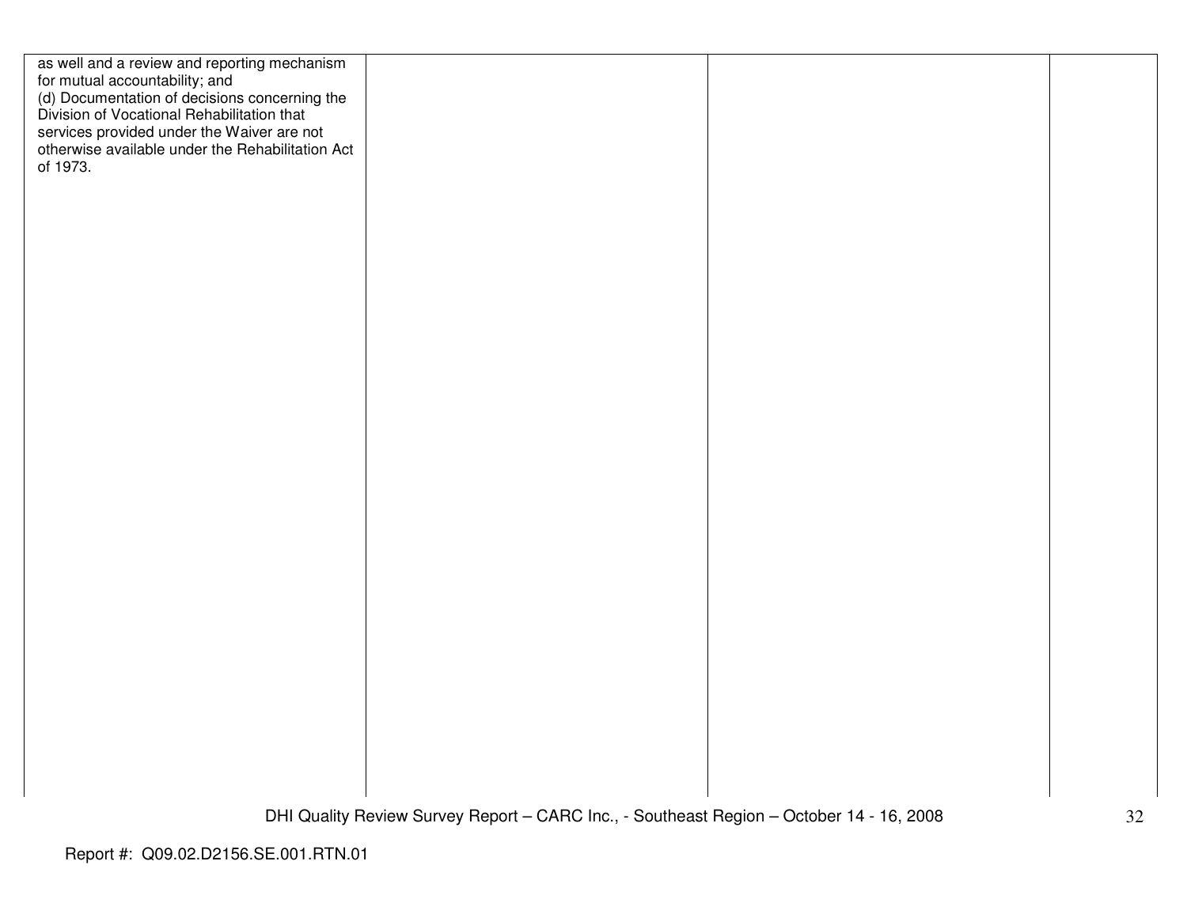| | | | |
|---|---|---|---|
| as well and a review and reporting mechanism for mutual accountability; and<br>(d) Documentation of decisions concerning the Division of Vocational Rehabilitation that services provided under the Waiver are not otherwise available under the Rehabilitation Act of 1973. | | | |

Report #: Q09.02.D2156.SE.001.RTN.01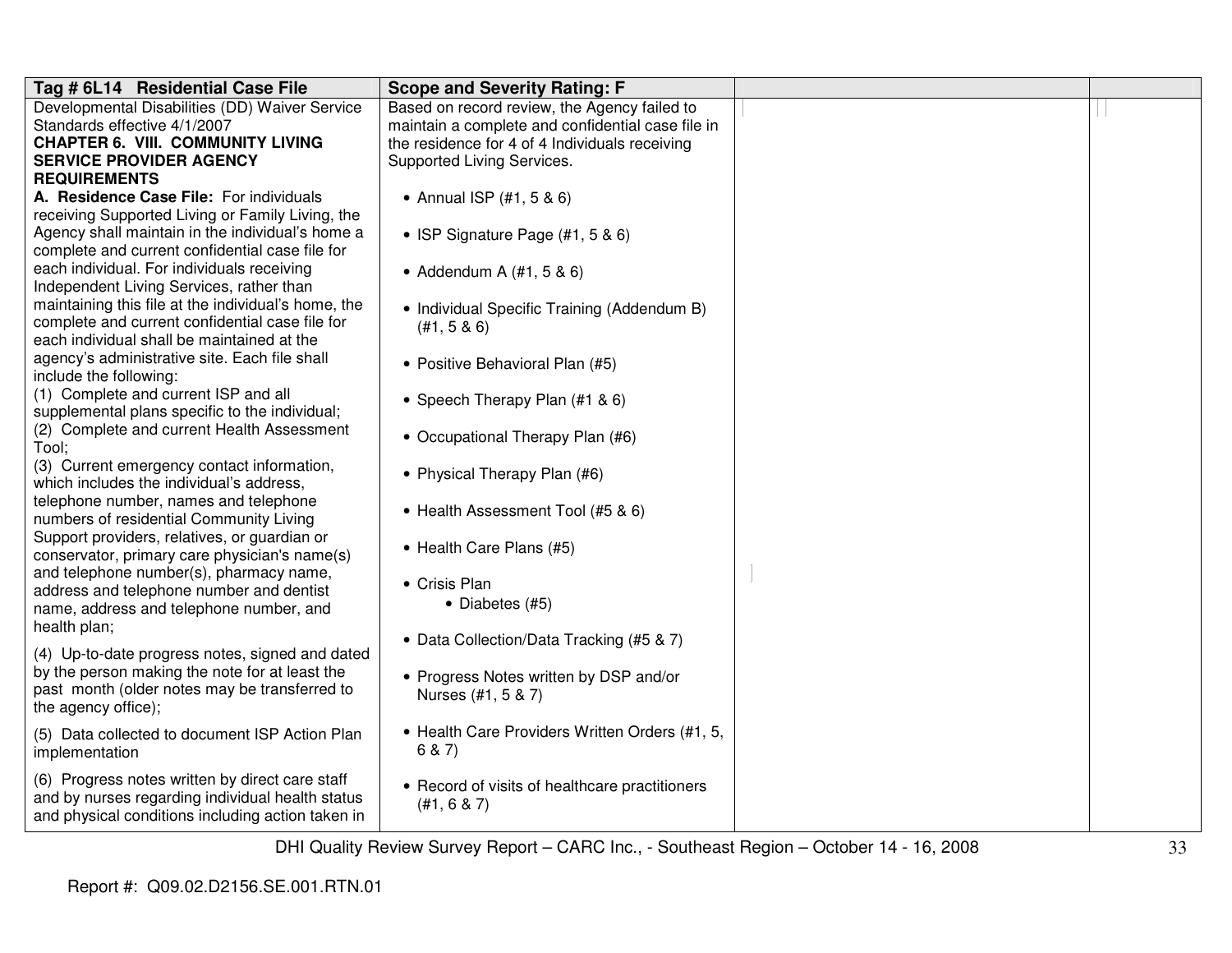| Tag # 6L14 Residential Case File | Scope and Severity Rating: F | | |
|---|---|---|---|
| Developmental Disabilities (DD) Waiver Service Standards effective 4/1/2007<br>**CHAPTER 6. VIII. COMMUNITY LIVING SERVICE PROVIDER AGENCY REQUIREMENTS**<br>**A. Residence Case File:** For individuals receiving Supported Living or Family Living, the Agency shall maintain in the individual's home a complete and current confidential case file for each individual. For individuals receiving Independent Living Services, rather than maintaining this file at the individual's home, the complete and current confidential case file for each individual shall be maintained at the agency's administrative site. Each file shall include the following:<br>(1) Complete and current ISP and all supplemental plans specific to the individual;<br>(2) Complete and current Health Assessment Tool;<br>(3) Current emergency contact information, which includes the individual's address, telephone number, names and telephone numbers of residential Community Living Support providers, relatives, or guardian or conservator, primary care physician's name(s) and telephone number(s), pharmacy name, address and telephone number and dentist name, address and telephone number, and health plan;<br>(4) Up-to-date progress notes, signed and dated by the person making the note for at least the past month (older notes may be transferred to the agency office);<br>(5) Data collected to document ISP Action Plan implementation<br>(6) Progress notes written by direct care staff and by nurses regarding individual health status and physical conditions including action taken in | Based on record review, the Agency failed to maintain a complete and confidential case file in the residence for 4 of 4 Individuals receiving Supported Living Services.<br><br>• Annual ISP (#1, 5 & 6)<br>• ISP Signature Page (#1, 5 & 6)<br>• Addendum A (#1, 5 & 6)<br>• Individual Specific Training (Addendum B) (#1, 5 & 6)<br>• Positive Behavioral Plan (#5)<br>• Speech Therapy Plan (#1 & 6)<br>• Occupational Therapy Plan (#6)<br>• Physical Therapy Plan (#6)<br>• Health Assessment Tool (#5 & 6)<br>• Health Care Plans (#5)<br>• Crisis Plan<br>&nbsp;&nbsp;&nbsp;&nbsp;• Diabetes (#5)<br>• Data Collection/Data Tracking (#5 & 7)<br>• Progress Notes written by DSP and/or Nurses (#1, 5 & 7)<br>• Health Care Providers Written Orders (#1, 5, 6 & 7)<br>• Record of visits of healthcare practitioners (#1, 6 & 7) | | |

Report #: Q09.02.D2156.SE.001.RTN.01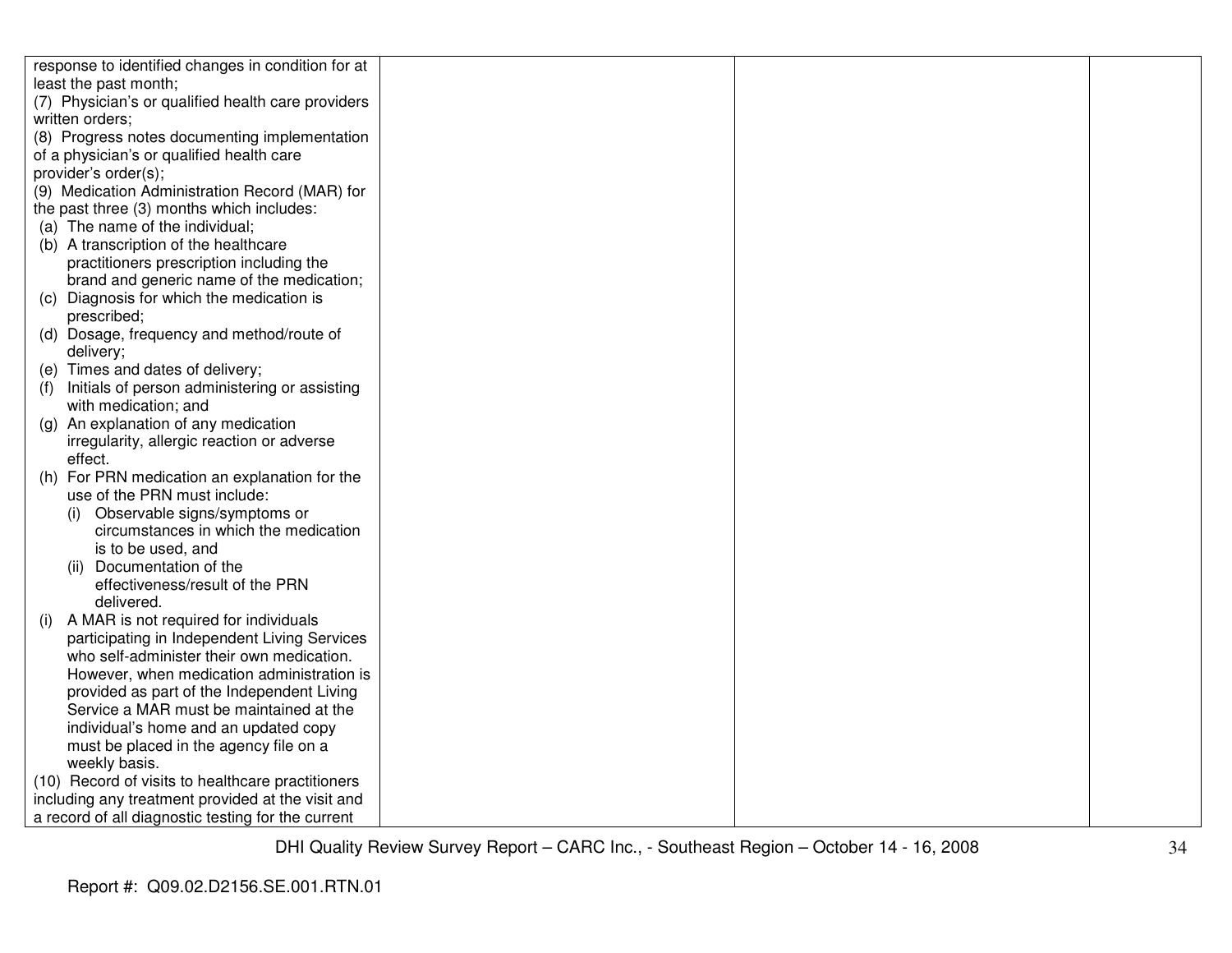| | | | |
|---|---|---|---|
| response to identified changes in condition for at least the past month;<br>(7) Physician's or qualified health care providers written orders;<br>(8) Progress notes documenting implementation of a physician's or qualified health care provider's order(s);<br>(9) Medication Administration Record (MAR) for the past three (3) months which includes:<br>(a) The name of the individual;<br>(b) A transcription of the healthcare practitioners prescription including the brand and generic name of the medication;<br>(c) Diagnosis for which the medication is prescribed;<br>(d) Dosage, frequency and method/route of delivery;<br>(e) Times and dates of delivery;<br>(f) Initials of person administering or assisting with medication; and<br>(g) An explanation of any medication irregularity, allergic reaction or adverse effect.<br>(h) For PRN medication an explanation for the use of the PRN must include:<br>(i) Observable signs/symptoms or circumstances in which the medication is to be used, and<br>(ii) Documentation of the effectiveness/result of the PRN delivered.<br>(i) A MAR is not required for individuals participating in Independent Living Services who self-administer their own medication. However, when medication administration is provided as part of the Independent Living Service a MAR must be maintained at the individual's home and an updated copy must be placed in the agency file on a weekly basis.<br>(10) Record of visits to healthcare practitioners including any treatment provided at the visit and a record of all diagnostic testing for the current | | | |

DHI Quality Review Survey Report – CARC Inc., - Southeast Region – October 14 - 16, 2008

Report #: Q09.02.D2156.SE.001.RTN.01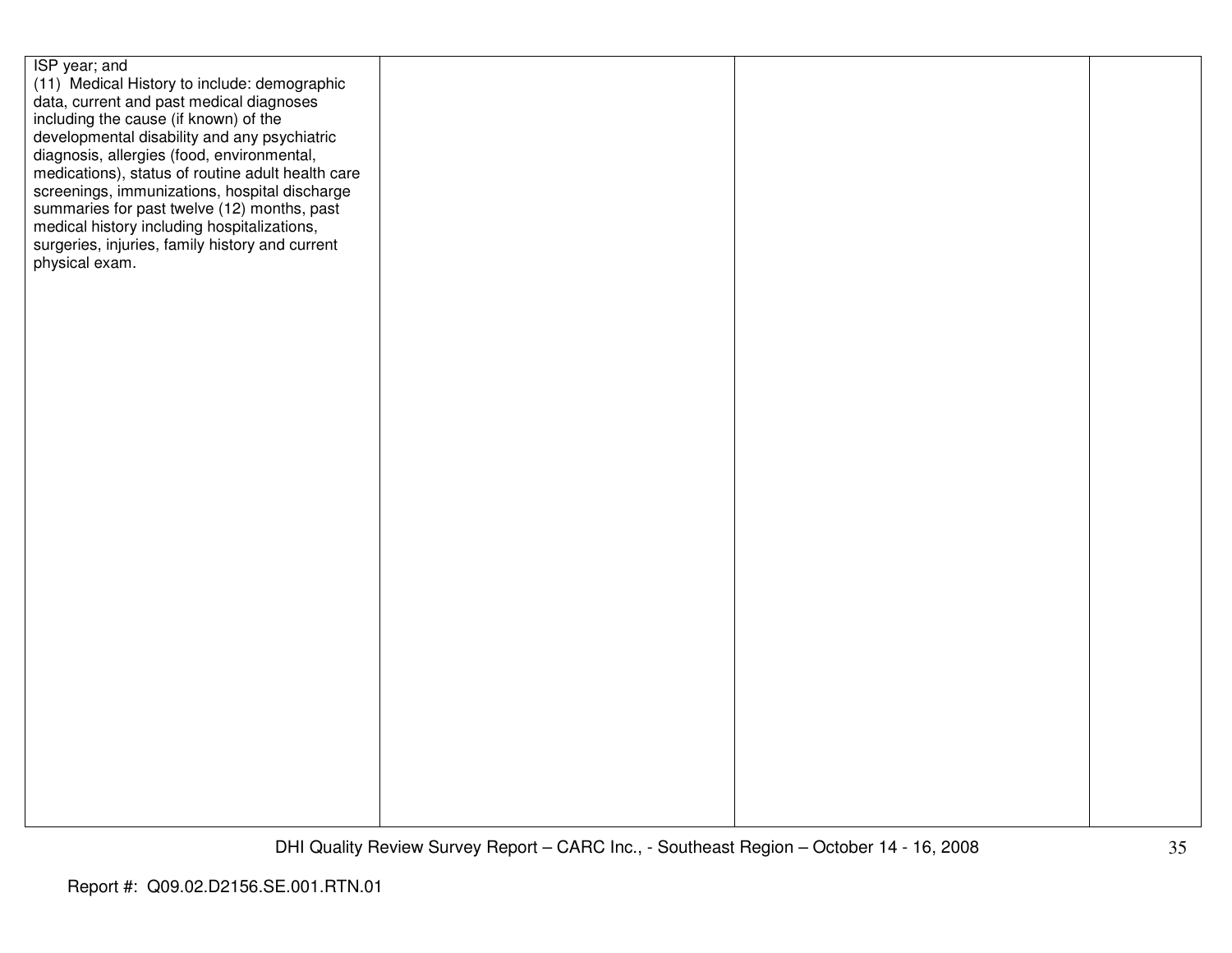| | | | |
|---|---|---|---|
| ISP year; and<br>(11) Medical History to include: demographic data, current and past medical diagnoses including the cause (if known) of the developmental disability and any psychiatric diagnosis, allergies (food, environmental, medications), status of routine adult health care screenings, immunizations, hospital discharge summaries for past twelve (12) months, past medical history including hospitalizations, surgeries, injuries, family history and current physical exam. | | | |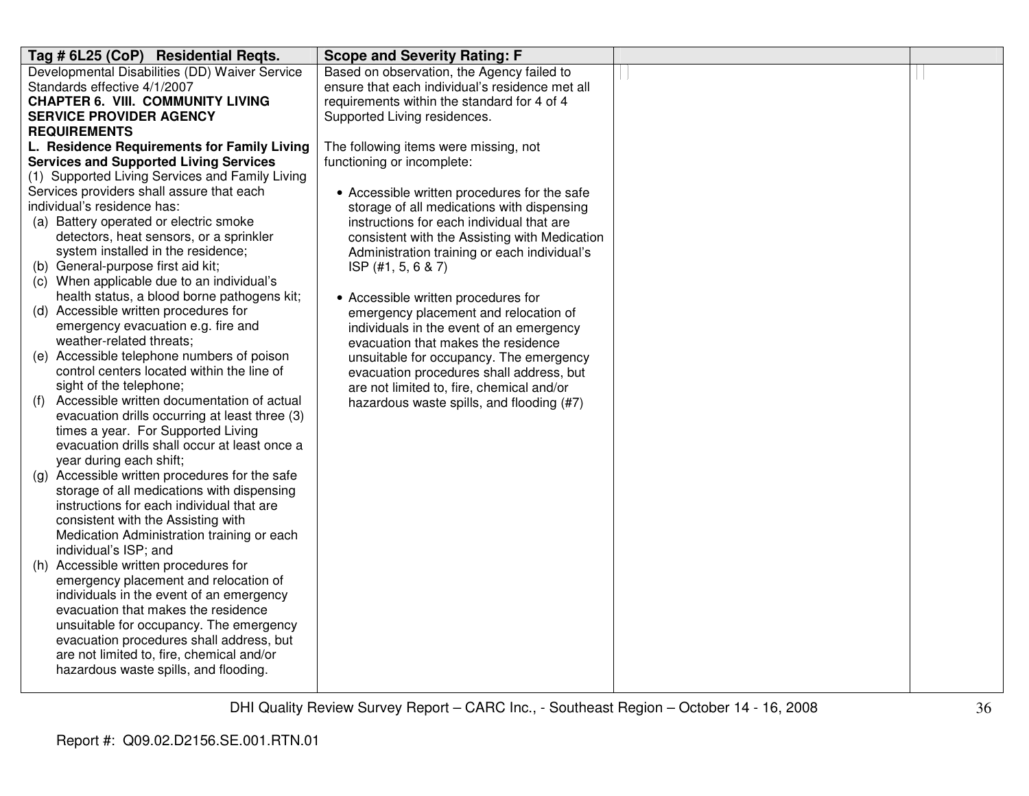| Tag # 6L25 (CoP) Residential Reqts. | Scope and Severity Rating: F | | |
|---|---|---|---|
| Developmental Disabilities (DD) Waiver Service Standards effective 4/1/2007<br>**CHAPTER 6. VIII. COMMUNITY LIVING SERVICE PROVIDER AGENCY REQUIREMENTS**<br>**L. Residence Requirements for Family Living Services and Supported Living Services**<br>(1) Supported Living Services and Family Living Services providers shall assure that each individual's residence has:<br>(a) Battery operated or electric smoke detectors, heat sensors, or a sprinkler system installed in the residence;<br>(b) General-purpose first aid kit;<br>(c) When applicable due to an individual's health status, a blood borne pathogens kit;<br>(d) Accessible written procedures for emergency evacuation e.g. fire and weather-related threats;<br>(e) Accessible telephone numbers of poison control centers located within the line of sight of the telephone;<br>(f) Accessible written documentation of actual evacuation drills occurring at least three (3) times a year. For Supported Living evacuation drills shall occur at least once a year during each shift;<br>(g) Accessible written procedures for the safe storage of all medications with dispensing instructions for each individual that are consistent with the Assisting with Medication Administration training or each individual's ISP; and<br>(h) Accessible written procedures for emergency placement and relocation of individuals in the event of an emergency evacuation that makes the residence unsuitable for occupancy. The emergency evacuation procedures shall address, but are not limited to, fire, chemical and/or hazardous waste spills, and flooding. | Based on observation, the Agency failed to ensure that each individual's residence met all requirements within the standard for 4 of 4 Supported Living residences.<br><br>The following items were missing, not functioning or incomplete:<br><br>• Accessible written procedures for the safe storage of all medications with dispensing instructions for each individual that are consistent with the Assisting with Medication Administration training or each individual's ISP (#1, 5, 6 & 7)<br><br>• Accessible written procedures for emergency placement and relocation of individuals in the event of an emergency evacuation that makes the residence unsuitable for occupancy. The emergency evacuation procedures shall address, but are not limited to, fire, chemical and/or hazardous waste spills, and flooding (#7) | | |

Report #: Q09.02.D2156.SE.001.RTN.01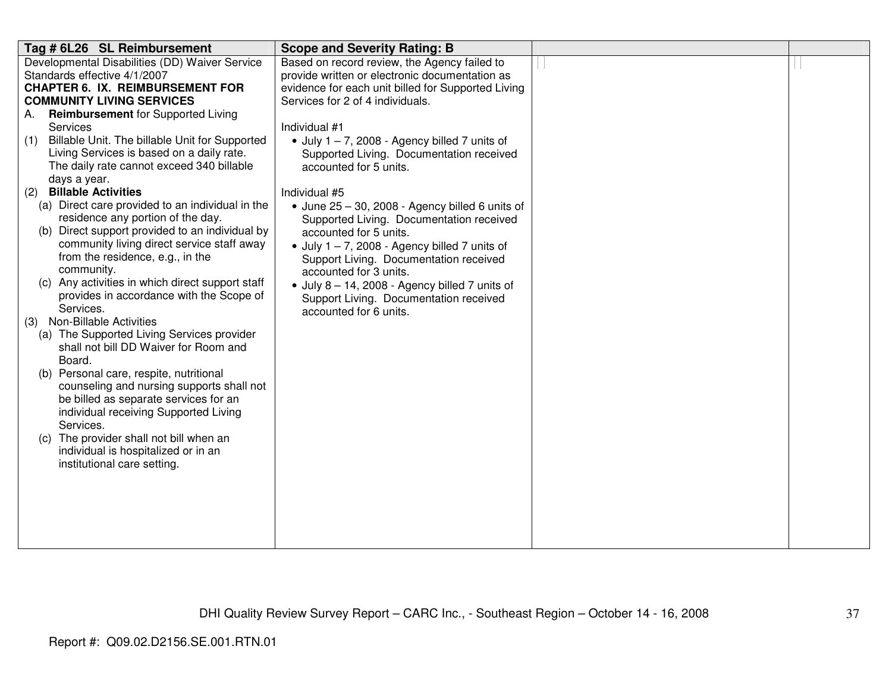| Tag # 6L26 SL Reimbursement | Scope and Severity Rating: B | | |
|---|---|---|---|
| Developmental Disabilities (DD) Waiver Service Standards effective 4/1/2007<br>**CHAPTER 6. IX. REIMBURSEMENT FOR COMMUNITY LIVING SERVICES**<br>A. **Reimbursement** for Supported Living Services<br>(1) Billable Unit. The billable Unit for Supported Living Services is based on a daily rate. The daily rate cannot exceed 340 billable days a year.<br>(2) **Billable Activities**<br>(a) Direct care provided to an individual in the residence any portion of the day.<br>(b) Direct support provided to an individual by community living direct service staff away from the residence, e.g., in the community.<br>(c) Any activities in which direct support staff provides in accordance with the Scope of Services.<br>(3) Non-Billable Activities<br>(a) The Supported Living Services provider shall not bill DD Waiver for Room and Board.<br>(b) Personal care, respite, nutritional counseling and nursing supports shall not be billed as separate services for an individual receiving Supported Living Services.<br>(c) The provider shall not bill when an individual is hospitalized or in an institutional care setting. | Based on record review, the Agency failed to provide written or electronic documentation as evidence for each unit billed for Supported Living Services for 2 of 4 individuals.<br><br>Individual #1<br>• July 1 – 7, 2008 - Agency billed 7 units of Supported Living. Documentation received accounted for 5 units.<br><br>Individual #5<br>• June 25 – 30, 2008 - Agency billed 6 units of Supported Living. Documentation received accounted for 5 units.<br>• July 1 – 7, 2008 - Agency billed 7 units of Support Living. Documentation received accounted for 3 units.<br>• July 8 – 14, 2008 - Agency billed 7 units of Support Living. Documentation received accounted for 6 units. | | |

DHI Quality Review Survey Report – CARC Inc., - Southeast Region – October 14 - 16, 2008

Report #: Q09.02.D2156.SE.001.RTN.01